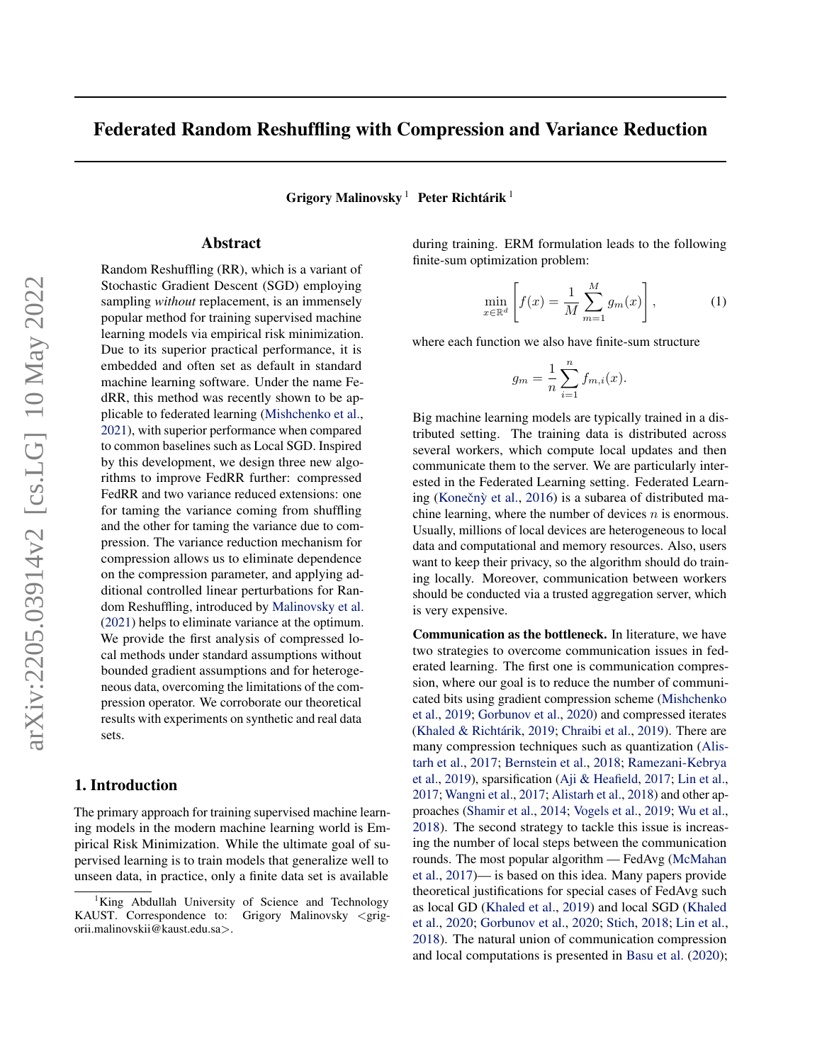# Federated Random Reshuffling with Compression and Variance Reduction

**Grigory Malinovsky**[1] **Peter Richtárik**[1]

## Abstract

Random Reshuffling (RR), which is a variant of Stochastic Gradient Descent (SGD) employing sampling *without* replacement, is an immensely popular method for training supervised machine learning models via empirical risk minimization. Due to its superior practical performance, it is embedded and often set as default in standard machine learning software. Under the name FedRR, this method was recently shown to be applicable to federated learning (Mishchenko et al., 2021), with superior performance when compared to common baselines such as Local SGD. Inspired by this development, we design three new algorithms to improve FedRR further: compressed FedRR and two variance reduced extensions: one for taming the variance coming from shuffling and the other for taming the variance due to compression. The variance reduction mechanism for compression allows us to eliminate dependence on the compression parameter, and applying additional controlled linear perturbations for Random Reshuffling, introduced by Malinovsky et al. (2021) helps to eliminate variance at the optimum. We provide the first analysis of compressed local methods under standard assumptions without bounded gradient assumptions and for heterogeneous data, overcoming the limitations of the compression operator. We corroborate our theoretical results with experiments on synthetic and real data sets.

## 1. Introduction

The primary approach for training supervised machine learning models in the modern machine learning world is Empirical Risk Minimization. While the ultimate goal of supervised learning is to train models that generalize well to unseen data, in practice, only a finite data set is available during training. ERM formulation leads to the following finite-sum optimization problem:

$$\min_{x \in \mathbb{R}^d} \left[ f(x) = \frac{1}{M} \sum_{m=1}^{M} g_m(x) \right], \tag{1}$$

where each function we also have finite-sum structure

$$g_m = \frac{1}{n} \sum_{i=1}^{n} f_{m,i}(x).$$

Big machine learning models are typically trained in a distributed setting. The training data is distributed across several workers, which compute local updates and then communicate them to the server. We are particularly interested in the Federated Learning setting. Federated Learning (Konečný et al., 2016) is a subarea of distributed machine learning, where the number of devices $n$ is enormous. Usually, millions of local devices are heterogeneous to local data and computational and memory resources. Also, users want to keep their privacy, so the algorithm should do training locally. Moreover, communication between workers should be conducted via a trusted aggregation server, which is very expensive.

**Communication as the bottleneck.** In literature, we have two strategies to overcome communication issues in federated learning. The first one is communication compression, where our goal is to reduce the number of communicated bits using gradient compression scheme (Mishchenko et al., 2019; Gorbunov et al., 2020) and compressed iterates (Khaled & Richtárik, 2019; Chraibi et al., 2019). There are many compression techniques such as quantization (Alistarh et al., 2017; Bernstein et al., 2018; Ramezani-Kebrya et al., 2019), sparsification (Aji & Heafield, 2017; Lin et al., 2017; Wangni et al., 2017; Alistarh et al., 2018) and other approaches (Shamir et al., 2014; Vogels et al., 2019; Wu et al., 2018). The second strategy to tackle this issue is increasing the number of local steps between the communication rounds. The most popular algorithm — FedAvg (McMahan et al., 2017)— is based on this idea. Many papers provide theoretical justifications for special cases of FedAvg such as local GD (Khaled et al., 2019) and local SGD (Khaled et al., 2020; Gorbunov et al., 2020; Stich, 2018; Lin et al., 2018). The natural union of communication compression and local computations is presented in Basu et al. (2020);

[1]King Abdullah University of Science and Technology KAUST. Correspondence to: Grigory Malinovsky <grigorii.malinovskii@kaust.edu.sa>.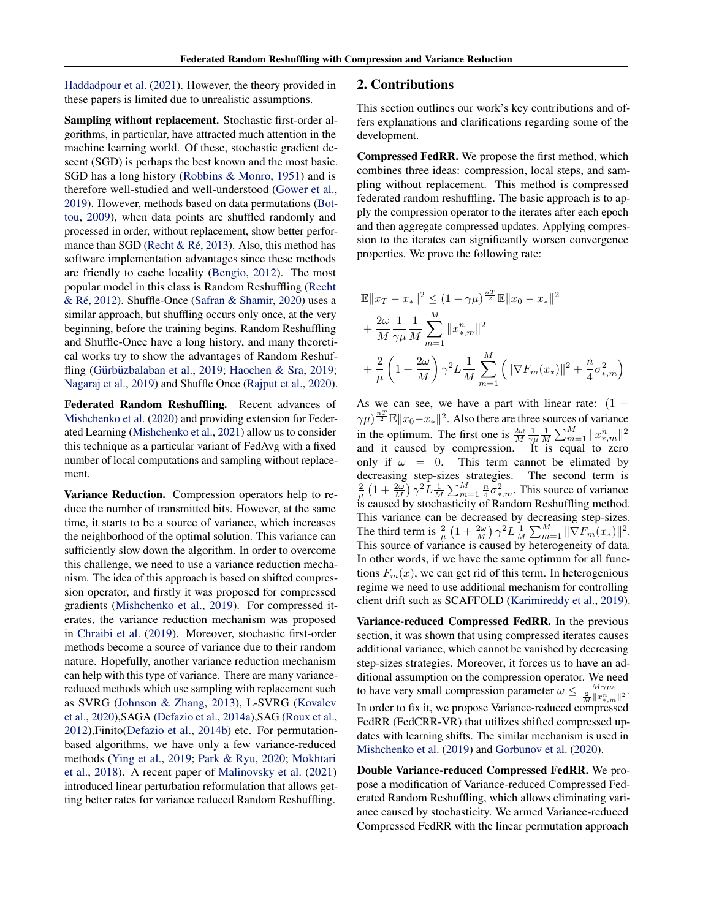Haddadpour et al. (2021). However, the theory provided in these papers is limited due to unrealistic assumptions.

**Sampling without replacement.** Stochastic first-order algorithms, in particular, have attracted much attention in the machine learning world. Of these, stochastic gradient descent (SGD) is perhaps the best known and the most basic. SGD has a long history (Robbins & Monro, 1951) and is therefore well-studied and well-understood (Gower et al., 2019). However, methods based on data permutations (Bottou, 2009), when data points are shuffled randomly and processed in order, without replacement, show better performance than SGD (Recht & Ré, 2013). Also, this method has software implementation advantages since these methods are friendly to cache locality (Bengio, 2012). The most popular model in this class is Random Reshuffling (Recht & Ré, 2012). Shuffle-Once (Safran & Shamir, 2020) uses a similar approach, but shuffling occurs only once, at the very beginning, before the training begins. Random Reshuffling and Shuffle-Once have a long history, and many theoretical works try to show the advantages of Random Reshuffling (Gürbüzbalaban et al., 2019; Haochen & Sra, 2019; Nagaraj et al., 2019) and Shuffle Once (Rajput et al., 2020).

**Federated Random Reshuffling.** Recent advances of Mishchenko et al. (2020) and providing extension for Federated Learning (Mishchenko et al., 2021) allow us to consider this technique as a particular variant of FedAvg with a fixed number of local computations and sampling without replacement.

**Variance Reduction.** Compression operators help to reduce the number of transmitted bits. However, at the same time, it starts to be a source of variance, which increases the neighborhood of the optimal solution. This variance can sufficiently slow down the algorithm. In order to overcome this challenge, we need to use a variance reduction mechanism. The idea of this approach is based on shifted compression operator, and firstly it was proposed for compressed gradients (Mishchenko et al., 2019). For compressed iterates, the variance reduction mechanism was proposed in Chraibi et al. (2019). Moreover, stochastic first-order methods become a source of variance due to their random nature. Hopefully, another variance reduction mechanism can help with this type of variance. There are many variance-reduced methods which use sampling with replacement such as SVRG (Johnson & Zhang, 2013), L-SVRG (Kovalev et al., 2020),SAGA (Defazio et al., 2014a),SAG (Roux et al., 2012),Finito(Defazio et al., 2014b) etc. For permutation-based algorithms, we have only a few variance-reduced methods (Ying et al., 2019; Park & Ryu, 2020; Mokhtari et al., 2018). A recent paper of Malinovsky et al. (2021) introduced linear perturbation reformulation that allows getting better rates for variance reduced Random Reshuffling.

## 2. Contributions

This section outlines our work's key contributions and offers explanations and clarifications regarding some of the development.

**Compressed FedRR.** We propose the first method, which combines three ideas: compression, local steps, and sampling without replacement. This method is compressed federated random reshuffling. The basic approach is to apply the compression operator to the iterates after each epoch and then aggregate compressed updates. Applying compression to the iterates can significantly worsen convergence properties. We prove the following rate:

$$
\begin{aligned}
&\mathbb{E}\|x_T - x_*\|^2 \leq (1-\gamma\mu)^{\frac{nT}{2}}\mathbb{E}\|x_0 - x_*\|^2 \\
&+ \frac{2\omega}{M}\frac{1}{\gamma\mu}\frac{1}{M}\sum_{m=1}^{M}\|x^n_{*,m}\|^2 \\
&+ \frac{2}{\mu}\left(1+\frac{2\omega}{M}\right)\gamma^2 L\frac{1}{M}\sum_{m=1}^{M}\left(\|\nabla F_m(x_*)\|^2 + \frac{n}{4}\sigma^2_{*,m}\right)
\end{aligned}
$$

As we can see, we have a part with linear rate: $(1-\gamma\mu)^{\frac{nT}{2}}\mathbb{E}\|x_0 - x_*\|^2$. Also there are three sources of variance in the optimum. The first one is $\frac{2\omega}{M}\frac{1}{\gamma\mu}\frac{1}{M}\sum_{m=1}^{M}\|x^n_{*,m}\|^2$ and it caused by compression. It is equal to zero only if $\omega = 0$. This term cannot be elimated by decreasing step-sizes strategies. The second term is $\frac{2}{\mu}\left(1+\frac{2\omega}{M}\right)\gamma^2 L\frac{1}{M}\sum_{m=1}^{M}\frac{n}{4}\sigma^2_{*,m}$. This source of variance is caused by stochasticity of Random Reshuffling method. This variance can be decreased by decreasing step-sizes. The third term is $\frac{2}{\mu}\left(1+\frac{2\omega}{M}\right)\gamma^2 L\frac{1}{M}\sum_{m=1}^{M}\|\nabla F_m(x_*)\|^2$. This source of variance is caused by heterogeneity of data. In other words, if we have the same optimum for all functions $F_m(x)$, we can get rid of this term. In heterogenious regime we need to use additional mechanism for controlling client drift such as SCAFFOLD (Karimireddy et al., 2019).

**Variance-reduced Compressed FedRR.** In the previous section, it was shown that using compressed iterates causes additional variance, which cannot be vanished by decreasing step-sizes strategies. Moreover, it forces us to have an additional assumption on the compression operator. We need to have very small compression parameter $\omega \leq \frac{M\gamma\mu\varepsilon}{\frac{2}{M}\|x^n_{*,m}\|^2}$. In order to fix it, we propose Variance-reduced compressed FedRR (FedCRR-VR) that utilizes shifted compressed updates with learning shifts. The similar mechanism is used in Mishchenko et al. (2019) and Gorbunov et al. (2020).

**Double Variance-reduced Compressed FedRR.** We propose a modification of Variance-reduced Compressed Federated Random Reshuffling, which allows eliminating variance caused by stochasticity. We armed Variance-reduced Compressed FedRR with the linear permutation approach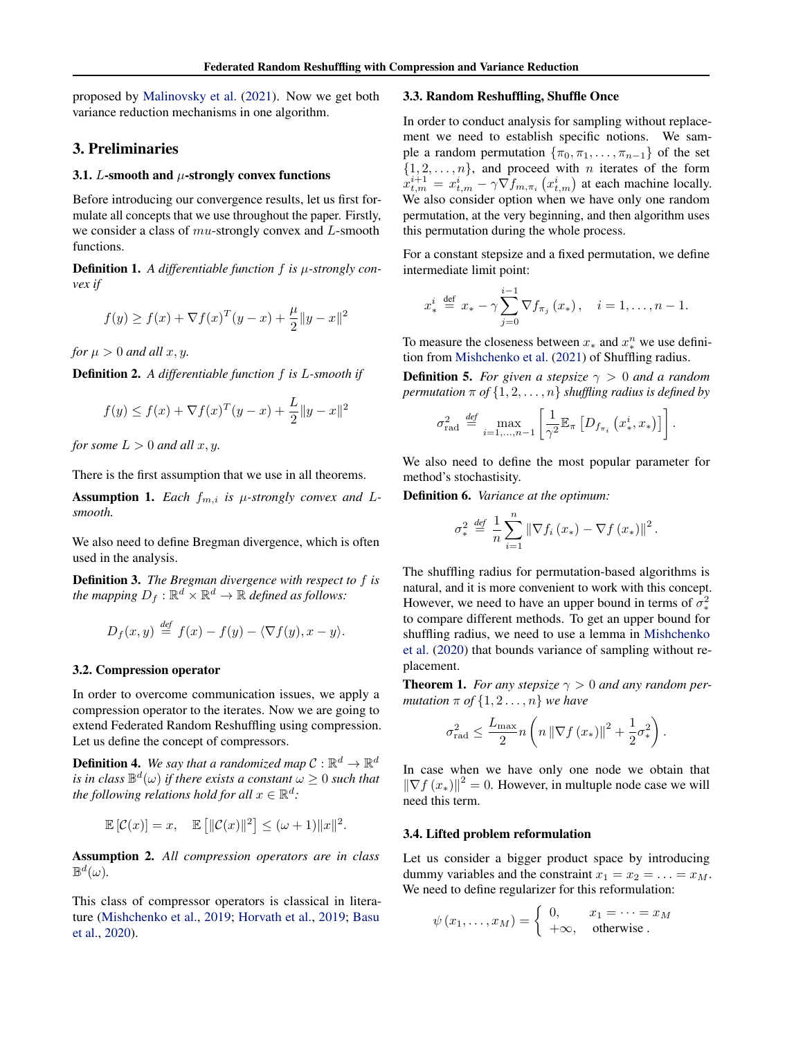proposed by Malinovsky et al. (2021). Now we get both variance reduction mechanisms in one algorithm.

## 3. Preliminaries

### 3.1. $L$-smooth and $\mu$-strongly convex functions

Before introducing our convergence results, let us first formulate all concepts that we use throughout the paper. Firstly, we consider a class of $mu$-strongly convex and $L$-smooth functions.

**Definition 1.** *A differentiable function $f$ is $\mu$-strongly convex if*

$$f(y) \geq f(x) + \nabla f(x)^T (y-x) + \frac{\mu}{2}\|y-x\|^2$$

*for $\mu > 0$ and all $x, y$.*

**Definition 2.** *A differentiable function $f$ is $L$-smooth if*

$$f(y) \leq f(x) + \nabla f(x)^T (y-x) + \frac{L}{2}\|y-x\|^2$$

*for some $L > 0$ and all $x, y$.*

There is the first assumption that we use in all theorems.

**Assumption 1.** *Each $f_{m,i}$ is $\mu$-strongly convex and $L$-smooth.*

We also need to define Bregman divergence, which is often used in the analysis.

**Definition 3.** *The Bregman divergence with respect to $f$ is the mapping $D_f : \mathbb{R}^d \times \mathbb{R}^d \to \mathbb{R}$ defined as follows:*

$$D_f(x,y) \stackrel{def}{=} f(x) - f(y) - \langle \nabla f(y), x-y \rangle.$$

### 3.2. Compression operator

In order to overcome communication issues, we apply a compression operator to the iterates. Now we are going to extend Federated Random Reshuffling using compression. Let us define the concept of compressors.

**Definition 4.** *We say that a randomized map $\mathcal{C} : \mathbb{R}^d \to \mathbb{R}^d$ is in class $\mathbb{B}^d(\omega)$ if there exists a constant $\omega \geq 0$ such that the following relations hold for all $x \in \mathbb{R}^d$:*

$$\mathbb{E}\left[\mathcal{C}(x)\right] = x, \quad \mathbb{E}\left[\|\mathcal{C}(x)\|^2\right] \leq (\omega+1)\|x\|^2.$$

**Assumption 2.** *All compression operators are in class $\mathbb{B}^d(\omega)$.*

This class of compressor operators is classical in literature (Mishchenko et al., 2019; Horvath et al., 2019; Basu et al., 2020).

### 3.3. Random Reshuffling, Shuffle Once

In order to conduct analysis for sampling without replacement we need to establish specific notions. We sample a random permutation $\{\pi_0, \pi_1, \ldots, \pi_{n-1}\}$ of the set $\{1, 2, \ldots, n\}$, and proceed with $n$ iterates of the form $x_{t,m}^{i+1} = x_{t,m}^i - \gamma \nabla f_{m,\pi_i}\left(x_{t,m}^i\right)$ at each machine locally. We also consider option when we have only one random permutation, at the very beginning, and then algorithm uses this permutation during the whole process.

For a constant stepsize and a fixed permutation, we define intermediate limit point:

$$x_*^i \stackrel{\text{def}}{=} x_* - \gamma \sum_{j=0}^{i-1} \nabla f_{\pi_j}\left(x_*\right), \quad i = 1, \ldots, n-1.$$

To measure the closeness between $x_*$ and $x_*^n$ we use definition from Mishchenko et al. (2021) of Shuffling radius.

**Definition 5.** *For given a stepsize $\gamma > 0$ and a random permutation $\pi$ of $\{1, 2, \ldots, n\}$ shuffling radius is defined by*

$$\sigma_{\text{rad}}^2 \stackrel{def}{=} \max_{i=1,\ldots,n-1}\left[\frac{1}{\gamma^2}\mathbb{E}_\pi\left[D_{f_{\pi_i}}\left(x_*^i, x_*\right)\right]\right].$$

We also need to define the most popular parameter for method's stochastisity.

**Definition 6.** *Variance at the optimum:*

$$\sigma_*^2 \stackrel{def}{=} \frac{1}{n}\sum_{i=1}^n \left\|\nabla f_i\left(x_*\right) - \nabla f\left(x_*\right)\right\|^2.$$

The shuffling radius for permutation-based algorithms is natural, and it is more convenient to work with this concept. However, we need to have an upper bound in terms of $\sigma_*^2$ to compare different methods. To get an upper bound for shuffling radius, we need to use a lemma in Mishchenko et al. (2020) that bounds variance of sampling without replacement.

**Theorem 1.** *For any stepsize $\gamma > 0$ and any random permutation $\pi$ of $\{1, 2 \ldots, n\}$ we have*

$$\sigma_{\text{rad}}^2 \leq \frac{L_{\max}}{2} n \left(n\left\|\nabla f\left(x_*\right)\right\|^2 + \frac{1}{2}\sigma_*^2\right).$$

In case when we have only one node we obtain that $\left\|\nabla f\left(x_*\right)\right\|^2 = 0$. However, in multuple node case we will need this term.

### 3.4. Lifted problem reformulation

Let us consider a bigger product space by introducing dummy variables and the constraint $x_1 = x_2 = \ldots = x_M$. We need to define regularizer for this reformulation:

$$\psi\left(x_1, \ldots, x_M\right) = \begin{cases} 0, & x_1 = \cdots = x_M \\ +\infty, & \text{otherwise}. \end{cases}$$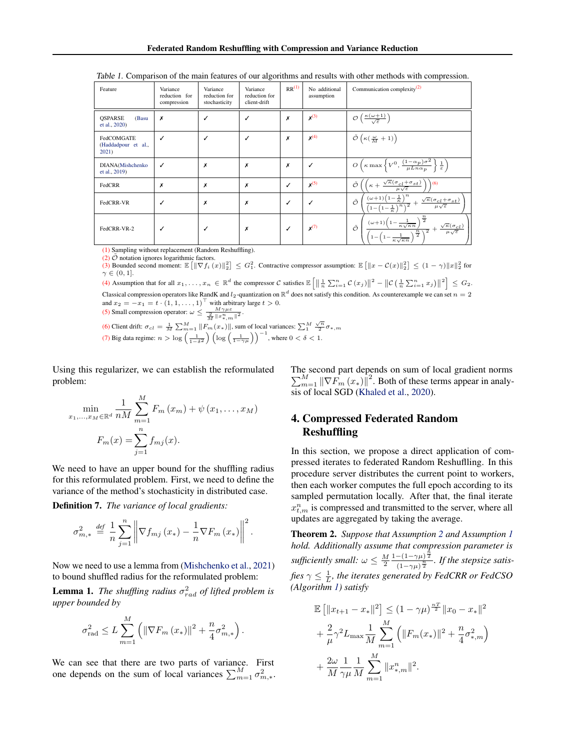Table 1. Comparison of the main features of our algorithms and results with other methods with compression.

| Feature | Variance reduction for compression | Variance reduction for stochasticity | Variance reduction for client-drift | RR[(1)] | No additional assumption | Communication complexity[(2)] |
|---|---|---|---|---|---|---|
| QSPARSE (Basu et al., 2020) | ✗ | ✓ | ✓ | ✗ | ✗[(3)] | $\mathcal{O}\left(\frac{\kappa(\omega+1)}{\sqrt{\varepsilon}}\right)$ |
| FedCOMGATE (Haddadpour et al., 2021) | ✓ | ✓ | ✓ | ✗ | ✗[(4)] | $\tilde{\mathcal{O}}\left(\kappa(\frac{\omega}{M}+1)\right)$ |
| DIANA (Mishchenko et al., 2019) | ✓ | ✗ | ✗ | ✗ | ✓ | $O\left(\kappa \max\left\{V^0, \frac{(1-\alpha_p)\sigma^2}{\mu L n \alpha_p}\right\}\frac{1}{\varepsilon}\right)$ |
| FedCRR | ✗ | ✗ | ✗ | ✓ | ✗[(5)] | $\tilde{\mathcal{O}}\left(\left(\kappa+\frac{\sqrt{\kappa}(\sigma_{cl}+\sigma_{st})}{\mu\sqrt{\varepsilon}}\right)\right)$[(6)] |
| FedCRR-VR | ✓ | ✗ | ✗ | ✓ | ✓ | $\tilde{\mathcal{O}}\left(\frac{(\omega+1)\left(1-\frac{1}{\kappa}\right)^n}{\left(1-\left(1-\frac{1}{\kappa}\right)^n\right)^2}+\frac{\sqrt{\kappa}(\sigma_{cl}+\sigma_{st})}{\mu\sqrt{\varepsilon}}\right)$ |
| FedCRR-VR-2 | ✓ | ✓ | ✗ | ✓ | ✗[(7)] | $\tilde{\mathcal{O}}\left(\frac{(\omega+1)\left(1-\frac{1}{\kappa\sqrt{\kappa n}}\right)^{\frac{n}{2}}}{\left(1-\left(1-\frac{1}{\kappa\sqrt{\kappa n}}\right)^{\frac{n}{2}}\right)^2}+\frac{\sqrt{\kappa}(\sigma_{cl})}{\mu\sqrt{\varepsilon}}\right)$ |

(1) Sampling without replacement (Random Reshuffling).
(2) $\tilde{\mathcal{O}}$ notation ignores logarithmic factors.
(3) Bounded second moment: $\mathbb{E}\left[\|\nabla f_i(x)\|_2^2\right] \leq G_1^2$. Contractive compressor assumption: $\mathbb{E}\left[\|x-\mathcal{C}(x)\|_2^2\right] \leq (1-\gamma)\|x\|_2^2$ for $\gamma \in (0,1]$.
(4) Assumption that for all $x_1,\ldots,x_n \in \mathbb{R}^d$ the compressor $\mathcal{C}$ satisfies $\mathbb{E}\left[\left\|\frac{1}{n}\sum_{i=1}^n \mathcal{C}(x_j)\right\|^2 - \left\|\mathcal{C}\left(\frac{1}{n}\sum_{i=1}^n x_j\right)\right\|^2\right] \leq G_2$. Classical compression operators like RandK and $l_2$-quantization on $\mathbb{R}^d$ does not satisfy this condition. As counterexample we can set $n=2$ and $x_2 = -x_1 = t\cdot(1,1,\ldots,1)^\top$ with arbitrary large $t>0$.
(5) Small compression operator: $\omega \leq \frac{M\gamma\mu\varepsilon}{\frac{2}{M}\|x^n_{*,m}\|^2}$.
(6) Client drift: $\sigma_{cl} = \frac{1}{M}\sum_{m=1}^M \|F_m(x_*)\|$, sum of local variances: $\sum_1^M \frac{\sqrt{n}}{2}\sigma_{*,m}$
(7) Big data regime: $n > \log\left(\frac{1}{1-\delta^2}\right)\left(\log\left(\frac{1}{1-\gamma\mu}\right)\right)^{-1}$, where $0<\delta<1$.

Using this regularizer, we can establish the reformulated problem:

$$\min_{x_1,\ldots,x_M \in \mathbb{R}^d} \frac{1}{nM}\sum_{m=1}^M F_m(x_m) + \psi(x_1,\ldots,x_M)$$

$$F_m(x) = \sum_{j=1}^n f_{mj}(x).$$

We need to have an upper bound for the shuffling radius for this reformulated problem. First, we need to define the variance of the method's stochasticity in distributed case.

**Definition 7.** *The variance of local gradients:*

$$\sigma_{m,*}^2 \overset{def}{=} \frac{1}{n}\sum_{j=1}^n \left\|\nabla f_{mj}(x_*) - \frac{1}{n}\nabla F_m(x_*)\right\|^2.$$

Now we need to use a lemma from (Mishchenko et al., 2021) to bound shuffled radius for the reformulated problem:

**Lemma 1.** *The shuffling radius $\sigma_{rad}^2$ of lifted problem is upper bounded by*

$$\sigma_{\text{rad}}^2 \leq L\sum_{m=1}^M \left(\|\nabla F_m(x_*)\|^2 + \frac{n}{4}\sigma_{m,*}^2\right).$$

We can see that there are two parts of variance. First one depends on the sum of local variances $\sum_{m=1}^M \sigma_{m,*}^2$. The second part depends on sum of local gradient norms $\sum_{m=1}^M \|\nabla F_m(x_*)\|^2$. Both of these terms appear in analysis of local SGD (Khaled et al., 2020).

## 4. Compressed Federated Random Reshuffling

In this section, we propose a direct application of compressed iterates to federated Random Reshuffling. In this procedure server distributes the current point to workers, then each worker computes the full epoch according to its sampled permutation locally. After that, the final iterate $x_{t,m}^n$ is compressed and transmitted to the server, where all updates are aggregated by taking the average.

**Theorem 2.** *Suppose that Assumption 2 and Assumption 1 hold. Additionally assume that compression parameter is sufficiently small: $\omega \leq \frac{M}{2}\frac{1-(1-\gamma\mu)^{\frac{n}{2}}}{(1-\gamma\mu)^{\frac{n}{2}}}$. If the stepsize satisfies $\gamma \leq \frac{1}{L}$, the iterates generated by FedCRR or FedCSO (Algorithm 1) satisfy*

$$\mathbb{E}\left[\|x_{t+1}-x_*\|^2\right] \leq (1-\gamma\mu)^{\frac{nT}{2}}\|x_0-x_*\|^2 + \frac{2}{\mu}\gamma^2 L_{\max}\frac{1}{M}\sum_{m=1}^M\left(\|F_m(x_*)\|^2 + \frac{n}{4}\sigma_{*,m}^2\right) + \frac{2\omega}{M}\frac{1}{\gamma\mu}\frac{1}{M}\sum_{m=1}^M \|x_{*,m}^n\|^2.$$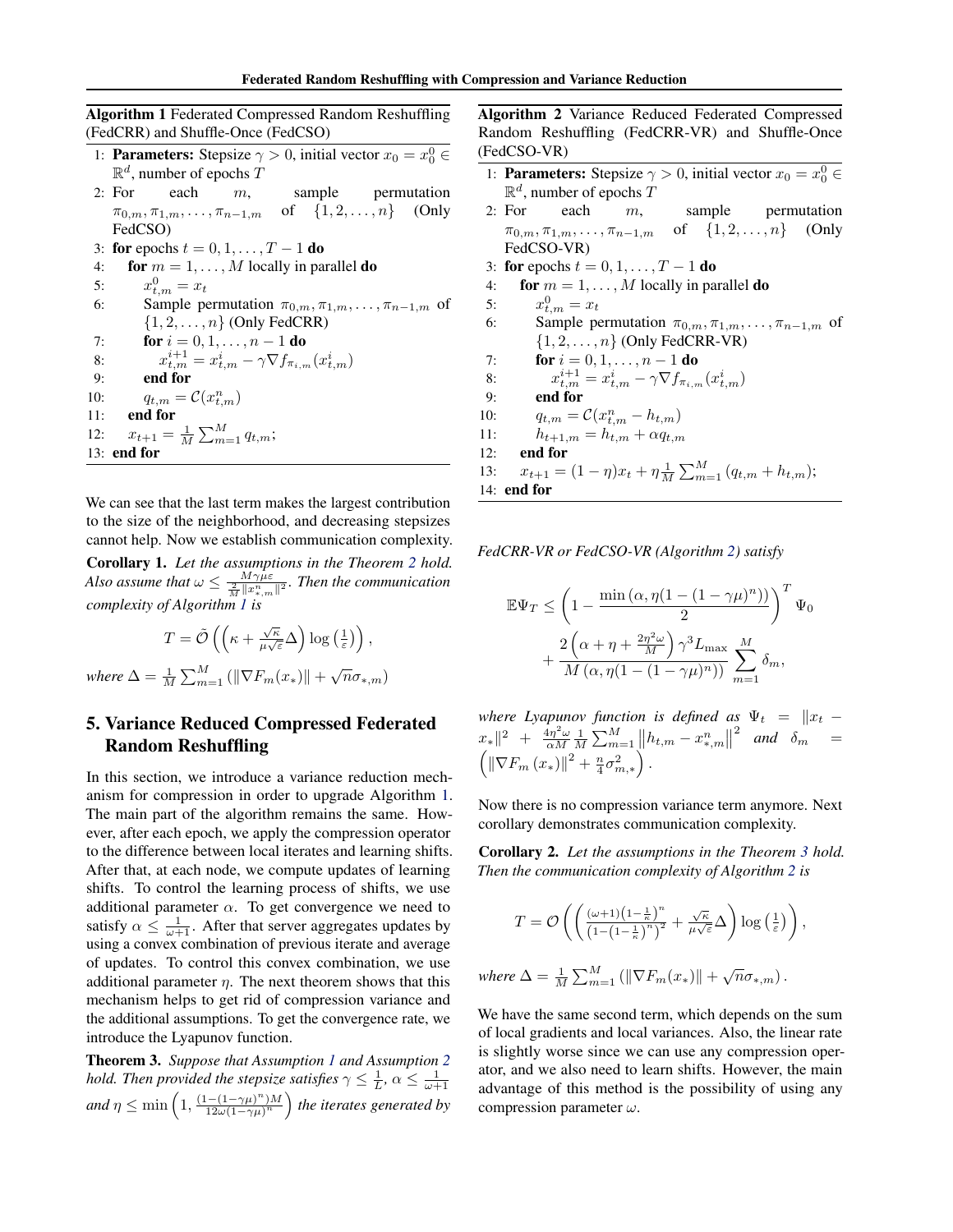**Algorithm 1** Federated Compressed Random Reshuffling (FedCRR) and Shuffle-Once (FedCSO)

```
1: Parameters: Stepsize γ > 0, initial vector x_0 = x_0^0 ∈ R^d, number of epochs T
2: For each m, sample permutation π_{0,m}, π_{1,m}, ..., π_{n-1,m} of {1, 2, ..., n} (Only FedCSO)
3: for epochs t = 0, 1, ..., T − 1 do
4:     for m = 1, ..., M locally in parallel do
5:         x_{t,m}^0 = x_t
6:         Sample permutation π_{0,m}, π_{1,m}, ..., π_{n-1,m} of {1, 2, ..., n} (Only FedCRR)
7:         for i = 0, 1, ..., n − 1 do
8:             x_{t,m}^{i+1} = x_{t,m}^i − γ∇f_{π_{i,m}}(x_{t,m}^i)
9:         end for
10:        q_{t,m} = C(x_{t,m}^n)
11:    end for
12:    x_{t+1} = (1/M) Σ_{m=1}^M q_{t,m};
13: end for
```

We can see that the last term makes the largest contribution to the size of the neighborhood, and decreasing stepsizes cannot help. Now we establish communication complexity.

**Corollary 1.** *Let the assumptions in the Theorem 2 hold. Also assume that $\omega \leq \frac{M\gamma\mu\varepsilon}{\frac{2}{M}\|x_{*,m}^n\|^2}$. Then the communication complexity of Algorithm 1 is*

$$T = \tilde{\mathcal{O}}\left(\left(\kappa + \frac{\sqrt{\kappa}}{\mu\sqrt{\varepsilon}}\Delta\right)\log\left(\frac{1}{\varepsilon}\right)\right),$$

*where* $\Delta = \frac{1}{M}\sum_{m=1}^M \left(\|\nabla F_m(x_*)\| + \sqrt{n}\sigma_{*,m}\right)$

## 5. Variance Reduced Compressed Federated Random Reshuffling

In this section, we introduce a variance reduction mechanism for compression in order to upgrade Algorithm 1. The main part of the algorithm remains the same. However, after each epoch, we apply the compression operator to the difference between local iterates and learning shifts. After that, at each node, we compute updates of learning shifts. To control the learning process of shifts, we use additional parameter $\alpha$. To get convergence we need to satisfy $\alpha \leq \frac{1}{\omega+1}$. After that server aggregates updates by using a convex combination of previous iterate and average of updates. To control this convex combination, we use additional parameter $\eta$. The next theorem shows that this mechanism helps to get rid of compression variance and the additional assumptions. To get the convergence rate, we introduce the Lyapunov function.

**Theorem 3.** *Suppose that Assumption 1 and Assumption 2 hold. Then provided the stepsize satisfies $\gamma \leq \frac{1}{L}$, $\alpha \leq \frac{1}{\omega+1}$ and $\eta \leq \min\left(1, \frac{(1-(1-\gamma\mu)^n)M}{12\omega(1-\gamma\mu)^n}\right)$ the iterates generated by*

**Algorithm 2** Variance Reduced Federated Compressed Random Reshuffling (FedCRR-VR) and Shuffle-Once (FedCSO-VR)

```
1: Parameters: Stepsize γ > 0, initial vector x_0 = x_0^0 ∈ R^d, number of epochs T
2: For each m, sample permutation π_{0,m}, π_{1,m}, ..., π_{n-1,m} of {1, 2, ..., n} (Only FedCSO-VR)
3: for epochs t = 0, 1, ..., T − 1 do
4:     for m = 1, ..., M locally in parallel do
5:         x_{t,m}^0 = x_t
6:         Sample permutation π_{0,m}, π_{1,m}, ..., π_{n-1,m} of {1, 2, ..., n} (Only FedCRR-VR)
7:         for i = 0, 1, ..., n − 1 do
8:             x_{t,m}^{i+1} = x_{t,m}^i − γ∇f_{π_{i,m}}(x_{t,m}^i)
9:         end for
10:        q_{t,m} = C(x_{t,m}^n − h_{t,m})
11:        h_{t+1,m} = h_{t,m} + α q_{t,m}
12:    end for
13:    x_{t+1} = (1 − η)x_t + η (1/M) Σ_{m=1}^M (q_{t,m} + h_{t,m});
14: end for
```

*FedCRR-VR or FedCSO-VR (Algorithm 2) satisfy*

$$\mathbb{E}\Psi_T \leq \left(1 - \frac{\min\left(\alpha, \eta(1-(1-\gamma\mu)^n)\right)}{2}\right)^T \Psi_0 + \frac{2\left(\alpha + \eta + \frac{2\eta^2\omega}{M}\right)\gamma^3 L_{\max}}{M\left(\alpha, \eta(1-(1-\gamma\mu)^n)\right)} \sum_{m=1}^M \delta_m,$$

*where Lyapunov function is defined as* $\Psi_t = \|x_t - x_*\|^2 + \frac{4\eta^2\omega}{\alpha M}\frac{1}{M}\sum_{m=1}^M \left\|h_{t,m} - x_{*,m}^n\right\|^2$ *and* $\delta_m = \left(\left\|\nabla F_m(x_*)\right\|^2 + \frac{n}{4}\sigma_{m,*}^2\right)$.

Now there is no compression variance term anymore. Next corollary demonstrates communication complexity.

**Corollary 2.** *Let the assumptions in the Theorem 3 hold. Then the communication complexity of Algorithm 2 is*

$$T = \mathcal{O}\left(\left(\frac{(\omega+1)\left(1-\frac{1}{\kappa}\right)^n}{\left(1-\left(1-\frac{1}{\kappa}\right)^n\right)^2} + \frac{\sqrt{\kappa}}{\mu\sqrt{\varepsilon}}\Delta\right)\log\left(\frac{1}{\varepsilon}\right)\right),$$

*where* $\Delta = \frac{1}{M}\sum_{m=1}^M \left(\|\nabla F_m(x_*)\| + \sqrt{n}\sigma_{*,m}\right)$.

We have the same second term, which depends on the sum of local gradients and local variances. Also, the linear rate is slightly worse since we can use any compression operator, and we also need to learn shifts. However, the main advantage of this method is the possibility of using any compression parameter $\omega$.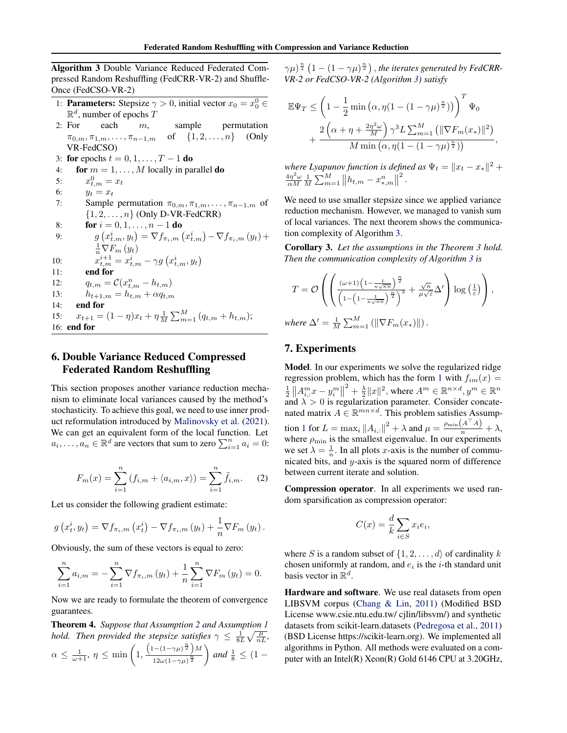**Algorithm 3** Double Variance Reduced Federated Compressed Random Reshuffling (FedCRR-VR-2) and Shuffle-Once (FedCSO-VR-2)

1: **Parameters:** Stepsize $\gamma > 0$, initial vector $x_0 = x_0^0 \in \mathbb{R}^d$, number of epochs $T$
2: For each $m$, sample permutation $\pi_{0,m}, \pi_{1,m}, \ldots, \pi_{n-1,m}$ of $\{1, 2, \ldots, n\}$ (Only VR-FedCSO)
3: **for** epochs $t = 0, 1, \ldots, T-1$ **do**
4: **for** $m = 1, \ldots, M$ locally in parallel **do**
5: $x_{t,m}^0 = x_t$
6: $y_t = x_t$
7: Sample permutation $\pi_{0,m}, \pi_{1,m}, \ldots, \pi_{n-1,m}$ of $\{1, 2, \ldots, n\}$ (Only D-VR-FedCRR)
8: **for** $i = 0, 1, \ldots, n-1$ **do**
9: $g\left(x_{t,m}^i, y_t\right) = \nabla f_{\pi_{i,m}}\left(x_{t,m}^i\right) - \nabla f_{\pi_{i,m}}\left(y_t\right) + \frac{1}{n}\nabla F_m\left(y_t\right)$
10: $x_{t,m}^{i+1} = x_{t,m}^i - \gamma g\left(x_{t,m}^i, y_t\right)$
11: **end for**
12: $q_{t,m} = \mathcal{C}(x_{t,m}^n - h_{t,m})$
13: $h_{t+1,m} = h_{t,m} + \alpha q_{t,m}$
14: **end for**
15: $x_{t+1} = (1-\eta)x_t + \eta\frac{1}{M}\sum_{m=1}^M (q_{t,m} + h_{t,m})$;
16: **end for**

## 6. Double Variance Reduced Compressed Federated Random Reshuffling

This section proposes another variance reduction mechanism to eliminate local variances caused by the method's stochasticity. To achieve this goal, we need to use inner product reformulation introduced by Malinovsky et al. (2021). We can get an equivalent form of the local function. Let $a_i, \ldots, a_n \in \mathbb{R}^d$ are vectors that sum to zero $\sum_{i=1}^n a_i = 0$:

$$F_m(x) = \sum_{i=1}^n \left(f_{i,m} + \langle a_{i,m}, x\rangle\right) = \sum_{i=1}^n \tilde{f}_{i,m}. \quad (2)$$

Let us consider the following gradient estimate:

$$g\left(x_t^i, y_t\right) = \nabla f_{\pi_{i,m}}\left(x_t^i\right) - \nabla f_{\pi_{i,m}}\left(y_t\right) + \frac{1}{n}\nabla F_m\left(y_t\right).$$

Obviously, the sum of these vectors is equal to zero:

$$\sum_{i=1}^n a_{i,m} = -\sum_{i=1}^n \nabla f_{\pi_{i,m}}\left(y_t\right) + \frac{1}{n}\sum_{i=1}^n \nabla F_m\left(y_t\right) = 0.$$

Now we are ready to formulate the theorem of convergence guarantees.

**Theorem 4.** *Suppose that Assumption 2 and Assumption 1 hold. Then provided the stepsize satisfies $\gamma \le \frac{1}{8L}\sqrt{\frac{\mu}{nL}}$, $\alpha \le \frac{1}{\omega+1}$, $\eta \le \min\left(1, \frac{\left(1-(1-\gamma\mu)^{\frac{n}{2}}\right)M}{12\omega(1-\gamma\mu)^{\frac{n}{2}}}\right)$ and $\frac{1}{8} \le (1-\gamma\mu)^{\frac{n}{2}}\left(1-(1-\gamma\mu)^{\frac{n}{2}}\right)$, the iterates generated by FedCRR-VR-2 or FedCSO-VR-2 (Algorithm 3) satisfy*

$$\mathbb{E}\Psi_T \le \left(1 - \frac{1}{2}\min\left(\alpha, \eta(1-(1-\gamma\mu)^{\frac{n}{2}})\right)\right)^T \Psi_0 + \frac{2\left(\alpha + \eta + \frac{2\eta^2\omega}{M}\right)\gamma^3 L\sum_{m=1}^M\left(\|\nabla F_m(x_*)\|^2\right)}{M\min\left(\alpha, \eta(1-(1-\gamma\mu)^{\frac{n}{2}})\right)},$$

*where Lyapunov function is defined as $\Psi_t = \|x_t - x_*\|^2 + \frac{4\eta^2\omega}{\alpha M}\frac{1}{M}\sum_{m=1}^M\left\|h_{t,m} - x_{*,m}^n\right\|^2$.*

We need to use smaller stepsize since we applied variance reduction mechanism. However, we managed to vanish sum of local variances. The next theorem shows the communication complexity of Algorithm 3.

**Corollary 3.** *Let the assumptions in the Theorem 3 hold. Then the communication complexity of Algorithm 3 is*

$$T = \mathcal{O}\left(\left(\frac{(\omega+1)\left(1-\frac{1}{\kappa\sqrt{\kappa n}}\right)^{\frac{n}{2}}}{\left(1-\left(1-\frac{1}{\kappa\sqrt{\kappa n}}\right)^{\frac{n}{2}}\right)^2} + \frac{\sqrt{\kappa}}{\mu\sqrt{\varepsilon}}\Delta'\right)\log\left(\frac{1}{\varepsilon}\right)\right),$$

*where $\Delta' = \frac{1}{M}\sum_{m=1}^M\left(\|\nabla F_m(x_*)\|\right)$.*

## 7. Experiments

**Model**. In our experiments we solve the regularized ridge regression problem, which has the form 1 with $f_{im}(x) = \frac{1}{2}\left\|A_{i,:}^m x - y_i^m\right\|^2 + \frac{\lambda}{2}\|x\|^2$, where $A^m \in \mathbb{R}^{n\times d}, y^m \in \mathbb{R}^n$ and $\lambda > 0$ is regularization parameter. Consider concatenated matrix $A \in \mathbb{R}^{mn\times d}$. This problem satisfies Assumption 1 for $L = \max_i\left\|A_{i,:}\right\|^2 + \lambda$ and $\mu = \frac{\rho_{\min}\left(A^\top A\right)}{n} + \lambda$, where $\rho_{\min}$ is the smallest eigenvalue. In our experiments we set $\lambda = \frac{1}{n}$. In all plots $x$-axis is the number of communicated bits, and $y$-axis is the squared norm of difference between current iterate and solution.

**Compression operator**. In all experiments we used random sparsification as compression operator:

$$C(x) = \frac{d}{k}\sum_{i\in S} x_i e_i,$$

where $S$ is a random subset of $\{1, 2, \ldots, d\rangle$ of cardinality $k$ chosen uniformly at random, and $e_i$ is the $i$-th standard unit basis vector in $\mathbb{R}^d$.

**Hardware and software**. We use real datasets from open LIBSVM corpus (Chang & Lin, 2011) (Modified BSD License www.csie.ntu.edu.tw/ cjlin/libsvm/) and synthetic datasets from scikit-learn.datasets (Pedregosa et al., 2011) (BSD License https://scikit-learn.org). We implemented all algorithms in Python. All methods were evaluated on a computer with an Intel(R) Xeon(R) Gold 6146 CPU at 3.20GHz,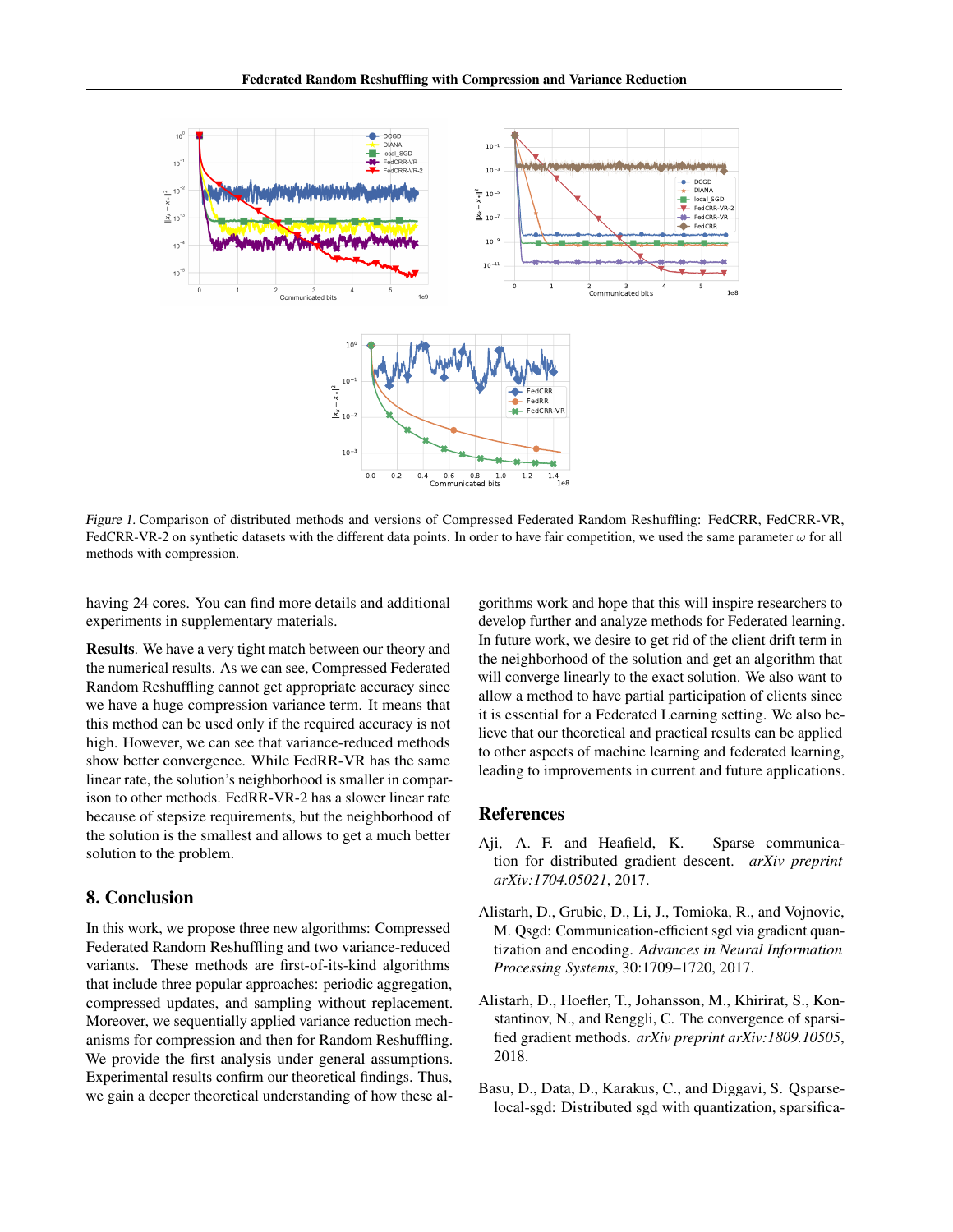*Figure 1.* Comparison of distributed methods and versions of Compressed Federated Random Reshuffling: FedCRR, FedCRR-VR, FedCRR-VR-2 on synthetic datasets with the different data points. In order to have fair competition, we used the same parameter $\omega$ for all methods with compression.

having 24 cores. You can find more details and additional experiments in supplementary materials.

**Results**. We have a very tight match between our theory and the numerical results. As we can see, Compressed Federated Random Reshuffling cannot get appropriate accuracy since we have a huge compression variance term. It means that this method can be used only if the required accuracy is not high. However, we can see that variance-reduced methods show better convergence. While FedRR-VR has the same linear rate, the solution's neighborhood is smaller in comparison to other methods. FedRR-VR-2 has a slower linear rate because of stepsize requirements, but the neighborhood of the solution is the smallest and allows to get a much better solution to the problem.

## 8. Conclusion

In this work, we propose three new algorithms: Compressed Federated Random Reshuffling and two variance-reduced variants. These methods are first-of-its-kind algorithms that include three popular approaches: periodic aggregation, compressed updates, and sampling without replacement. Moreover, we sequentially applied variance reduction mechanisms for compression and then for Random Reshuffling. We provide the first analysis under general assumptions. Experimental results confirm our theoretical findings. Thus, we gain a deeper theoretical understanding of how these algorithms work and hope that this will inspire researchers to develop further and analyze methods for Federated learning. In future work, we desire to get rid of the client drift term in the neighborhood of the solution and get an algorithm that will converge linearly to the exact solution. We also want to allow a method to have partial participation of clients since it is essential for a Federated Learning setting. We also believe that our theoretical and practical results can be applied to other aspects of machine learning and federated learning, leading to improvements in current and future applications.

## References

Aji, A. F. and Heafield, K. Sparse communication for distributed gradient descent. *arXiv preprint arXiv:1704.05021*, 2017.

Alistarh, D., Grubic, D., Li, J., Tomioka, R., and Vojnovic, M. Qsgd: Communication-efficient sgd via gradient quantization and encoding. *Advances in Neural Information Processing Systems*, 30:1709–1720, 2017.

Alistarh, D., Hoefler, T., Johansson, M., Khirirat, S., Konstantinov, N., and Renggli, C. The convergence of sparsified gradient methods. *arXiv preprint arXiv:1809.10505*, 2018.

Basu, D., Data, D., Karakus, C., and Diggavi, S. Qsparse-local-sgd: Distributed sgd with quantization, sparsifica-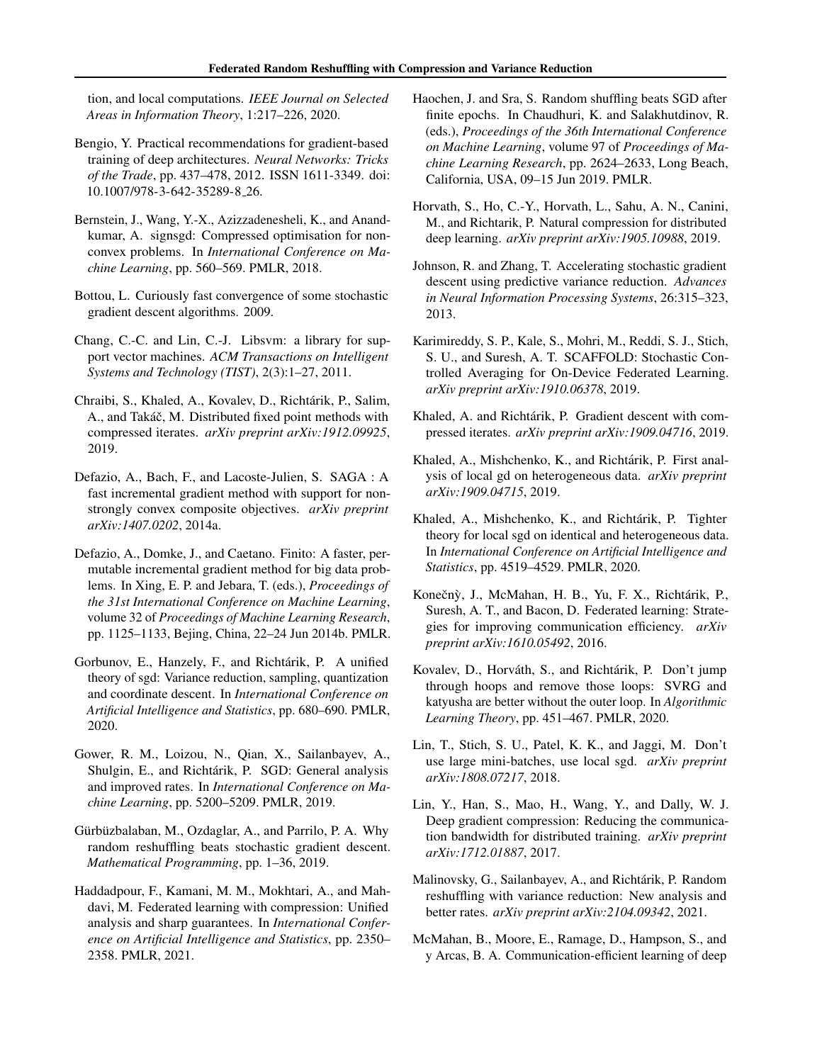tion, and local computations. *IEEE Journal on Selected Areas in Information Theory*, 1:217–226, 2020.

Bengio, Y. Practical recommendations for gradient-based training of deep architectures. *Neural Networks: Tricks of the Trade*, pp. 437–478, 2012. ISSN 1611-3349. doi: 10.1007/978-3-642-35289-8_26.

Bernstein, J., Wang, Y.-X., Azizzadenesheli, K., and Anandkumar, A. signsgd: Compressed optimisation for non-convex problems. In *International Conference on Machine Learning*, pp. 560–569. PMLR, 2018.

Bottou, L. Curiously fast convergence of some stochastic gradient descent algorithms. 2009.

Chang, C.-C. and Lin, C.-J. Libsvm: a library for support vector machines. *ACM Transactions on Intelligent Systems and Technology (TIST)*, 2(3):1–27, 2011.

Chraibi, S., Khaled, A., Kovalev, D., Richtárik, P., Salim, A., and Takáč, M. Distributed fixed point methods with compressed iterates. *arXiv preprint arXiv:1912.09925*, 2019.

Defazio, A., Bach, F., and Lacoste-Julien, S. SAGA : A fast incremental gradient method with support for non-strongly convex composite objectives. *arXiv preprint arXiv:1407.0202*, 2014a.

Defazio, A., Domke, J., and Caetano. Finito: A faster, permutable incremental gradient method for big data problems. In Xing, E. P. and Jebara, T. (eds.), *Proceedings of the 31st International Conference on Machine Learning*, volume 32 of *Proceedings of Machine Learning Research*, pp. 1125–1133, Bejing, China, 22–24 Jun 2014b. PMLR.

Gorbunov, E., Hanzely, F., and Richtárik, P. A unified theory of sgd: Variance reduction, sampling, quantization and coordinate descent. In *International Conference on Artificial Intelligence and Statistics*, pp. 680–690. PMLR, 2020.

Gower, R. M., Loizou, N., Qian, X., Sailanbayev, A., Shulgin, E., and Richtárik, P. SGD: General analysis and improved rates. In *International Conference on Machine Learning*, pp. 5200–5209. PMLR, 2019.

Gürbüzbalaban, M., Ozdaglar, A., and Parrilo, P. A. Why random reshuffling beats stochastic gradient descent. *Mathematical Programming*, pp. 1–36, 2019.

Haddadpour, F., Kamani, M. M., Mokhtari, A., and Mahdavi, M. Federated learning with compression: Unified analysis and sharp guarantees. In *International Conference on Artificial Intelligence and Statistics*, pp. 2350–2358. PMLR, 2021.

Haochen, J. and Sra, S. Random shuffling beats SGD after finite epochs. In Chaudhuri, K. and Salakhutdinov, R. (eds.), *Proceedings of the 36th International Conference on Machine Learning*, volume 97 of *Proceedings of Machine Learning Research*, pp. 2624–2633, Long Beach, California, USA, 09–15 Jun 2019. PMLR.

Horvath, S., Ho, C.-Y., Horvath, L., Sahu, A. N., Canini, M., and Richtarik, P. Natural compression for distributed deep learning. *arXiv preprint arXiv:1905.10988*, 2019.

Johnson, R. and Zhang, T. Accelerating stochastic gradient descent using predictive variance reduction. *Advances in Neural Information Processing Systems*, 26:315–323, 2013.

Karimireddy, S. P., Kale, S., Mohri, M., Reddi, S. J., Stich, S. U., and Suresh, A. T. SCAFFOLD: Stochastic Controlled Averaging for On-Device Federated Learning. *arXiv preprint arXiv:1910.06378*, 2019.

Khaled, A. and Richtárik, P. Gradient descent with compressed iterates. *arXiv preprint arXiv:1909.04716*, 2019.

Khaled, A., Mishchenko, K., and Richtárik, P. First analysis of local gd on heterogeneous data. *arXiv preprint arXiv:1909.04715*, 2019.

Khaled, A., Mishchenko, K., and Richtárik, P. Tighter theory for local sgd on identical and heterogeneous data. In *International Conference on Artificial Intelligence and Statistics*, pp. 4519–4529. PMLR, 2020.

Konečnỳ, J., McMahan, H. B., Yu, F. X., Richtárik, P., Suresh, A. T., and Bacon, D. Federated learning: Strategies for improving communication efficiency. *arXiv preprint arXiv:1610.05492*, 2016.

Kovalev, D., Horváth, S., and Richtárik, P. Don't jump through hoops and remove those loops: SVRG and katyusha are better without the outer loop. In *Algorithmic Learning Theory*, pp. 451–467. PMLR, 2020.

Lin, T., Stich, S. U., Patel, K. K., and Jaggi, M. Don't use large mini-batches, use local sgd. *arXiv preprint arXiv:1808.07217*, 2018.

Lin, Y., Han, S., Mao, H., Wang, Y., and Dally, W. J. Deep gradient compression: Reducing the communication bandwidth for distributed training. *arXiv preprint arXiv:1712.01887*, 2017.

Malinovsky, G., Sailanbayev, A., and Richtárik, P. Random reshuffling with variance reduction: New analysis and better rates. *arXiv preprint arXiv:2104.09342*, 2021.

McMahan, B., Moore, E., Ramage, D., Hampson, S., and y Arcas, B. A. Communication-efficient learning of deep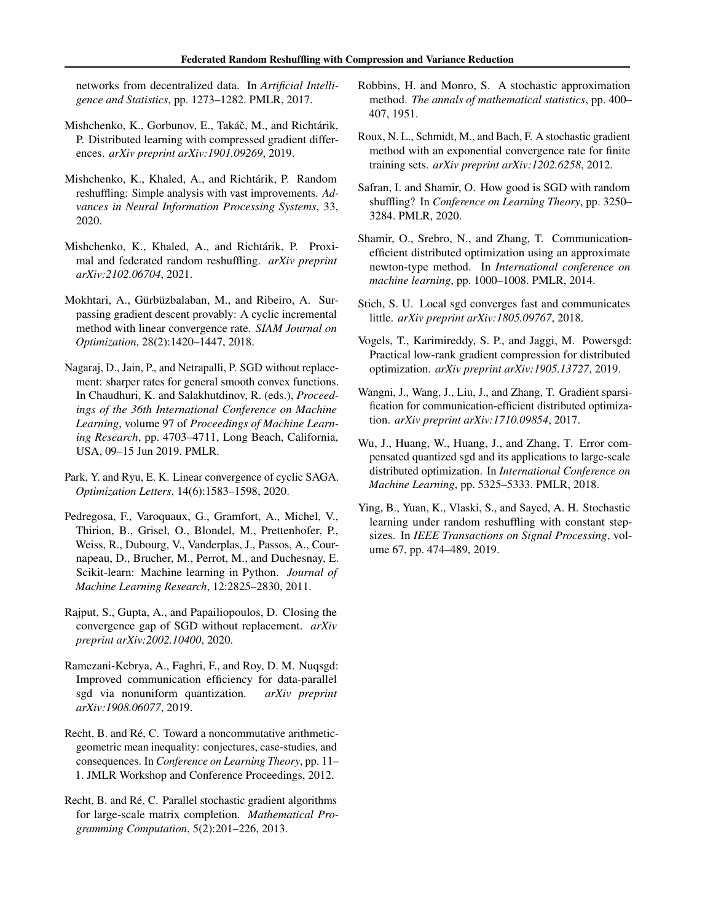networks from decentralized data. In *Artificial Intelligence and Statistics*, pp. 1273–1282. PMLR, 2017.

Mishchenko, K., Gorbunov, E., Takáč, M., and Richtárik, P. Distributed learning with compressed gradient differences. *arXiv preprint arXiv:1901.09269*, 2019.

Mishchenko, K., Khaled, A., and Richtárik, P. Random reshuffling: Simple analysis with vast improvements. *Advances in Neural Information Processing Systems*, 33, 2020.

Mishchenko, K., Khaled, A., and Richtárik, P. Proximal and federated random reshuffling. *arXiv preprint arXiv:2102.06704*, 2021.

Mokhtari, A., Gürbüzbalaban, M., and Ribeiro, A. Surpassing gradient descent provably: A cyclic incremental method with linear convergence rate. *SIAM Journal on Optimization*, 28(2):1420–1447, 2018.

Nagaraj, D., Jain, P., and Netrapalli, P. SGD without replacement: sharper rates for general smooth convex functions. In Chaudhuri, K. and Salakhutdinov, R. (eds.), *Proceedings of the 36th International Conference on Machine Learning*, volume 97 of *Proceedings of Machine Learning Research*, pp. 4703–4711, Long Beach, California, USA, 09–15 Jun 2019. PMLR.

Park, Y. and Ryu, E. K. Linear convergence of cyclic SAGA. *Optimization Letters*, 14(6):1583–1598, 2020.

Pedregosa, F., Varoquaux, G., Gramfort, A., Michel, V., Thirion, B., Grisel, O., Blondel, M., Prettenhofer, P., Weiss, R., Dubourg, V., Vanderplas, J., Passos, A., Cournapeau, D., Brucher, M., Perrot, M., and Duchesnay, E. Scikit-learn: Machine learning in Python. *Journal of Machine Learning Research*, 12:2825–2830, 2011.

Rajput, S., Gupta, A., and Papailiopoulos, D. Closing the convergence gap of SGD without replacement. *arXiv preprint arXiv:2002.10400*, 2020.

Ramezani-Kebrya, A., Faghri, F., and Roy, D. M. Nuqsgd: Improved communication efficiency for data-parallel sgd via nonuniform quantization. *arXiv preprint arXiv:1908.06077*, 2019.

Recht, B. and Ré, C. Toward a noncommutative arithmetic-geometric mean inequality: conjectures, case-studies, and consequences. In *Conference on Learning Theory*, pp. 11–1. JMLR Workshop and Conference Proceedings, 2012.

Recht, B. and Ré, C. Parallel stochastic gradient algorithms for large-scale matrix completion. *Mathematical Programming Computation*, 5(2):201–226, 2013.

Robbins, H. and Monro, S. A stochastic approximation method. *The annals of mathematical statistics*, pp. 400–407, 1951.

Roux, N. L., Schmidt, M., and Bach, F. A stochastic gradient method with an exponential convergence rate for finite training sets. *arXiv preprint arXiv:1202.6258*, 2012.

Safran, I. and Shamir, O. How good is SGD with random shuffling? In *Conference on Learning Theory*, pp. 3250–3284. PMLR, 2020.

Shamir, O., Srebro, N., and Zhang, T. Communication-efficient distributed optimization using an approximate newton-type method. In *International conference on machine learning*, pp. 1000–1008. PMLR, 2014.

Stich, S. U. Local sgd converges fast and communicates little. *arXiv preprint arXiv:1805.09767*, 2018.

Vogels, T., Karimireddy, S. P., and Jaggi, M. Powersgd: Practical low-rank gradient compression for distributed optimization. *arXiv preprint arXiv:1905.13727*, 2019.

Wangni, J., Wang, J., Liu, J., and Zhang, T. Gradient sparsification for communication-efficient distributed optimization. *arXiv preprint arXiv:1710.09854*, 2017.

Wu, J., Huang, W., Huang, J., and Zhang, T. Error compensated quantized sgd and its applications to large-scale distributed optimization. In *International Conference on Machine Learning*, pp. 5325–5333. PMLR, 2018.

Ying, B., Yuan, K., Vlaski, S., and Sayed, A. H. Stochastic learning under random reshuffling with constant step-sizes. In *IEEE Transactions on Signal Processing*, volume 67, pp. 474–489, 2019.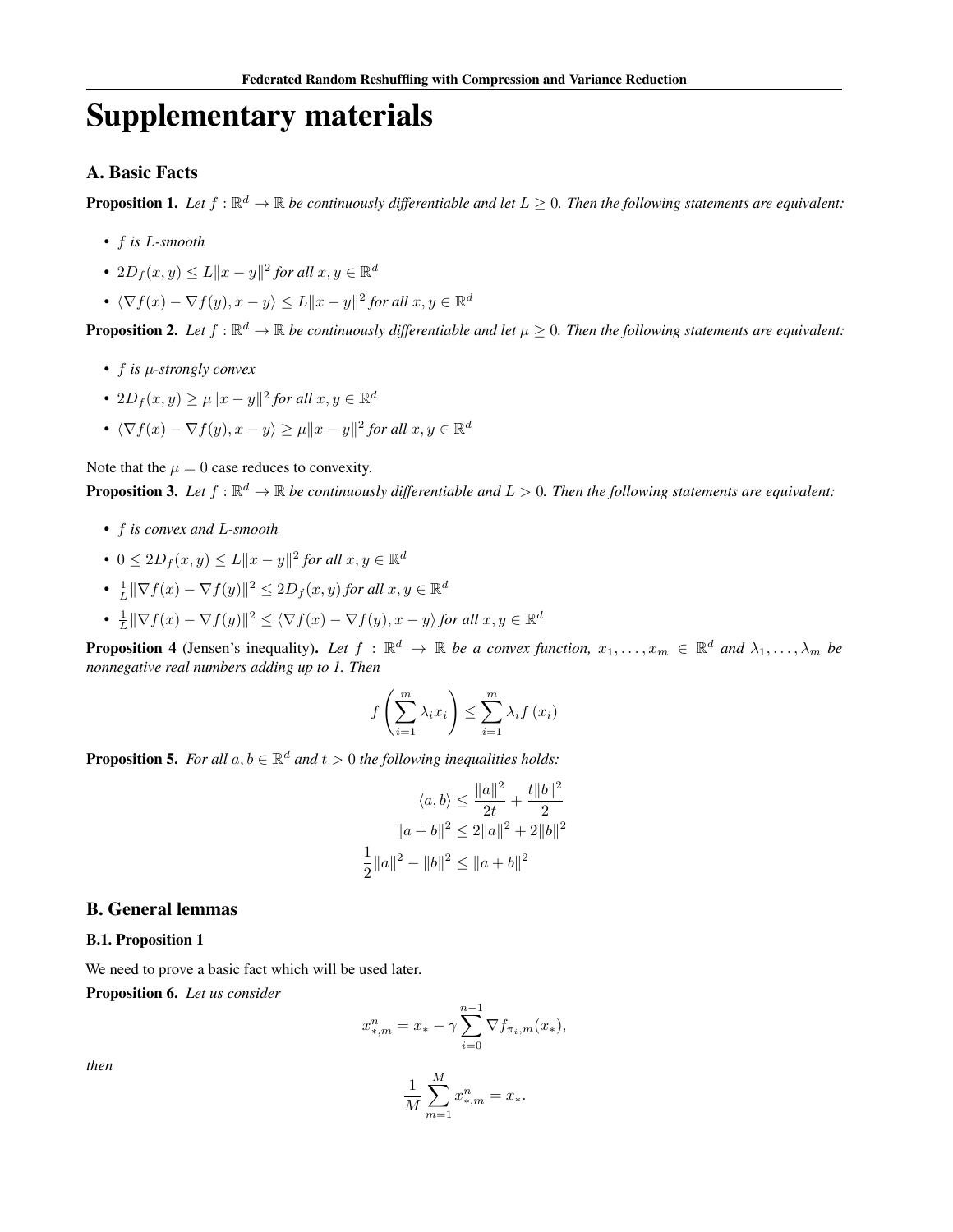# Supplementary materials

## A. Basic Facts

**Proposition 1.** *Let $f : \mathbb{R}^d \to \mathbb{R}$ be continuously differentiable and let $L \geq 0$. Then the following statements are equivalent:*

- *$f$ is $L$-smooth*
- *$2D_f(x, y) \leq L\|x - y\|^2$ for all $x, y \in \mathbb{R}^d$*
- *$\langle \nabla f(x) - \nabla f(y), x - y \rangle \leq L\|x - y\|^2$ for all $x, y \in \mathbb{R}^d$*

**Proposition 2.** *Let $f : \mathbb{R}^d \to \mathbb{R}$ be continuously differentiable and let $\mu \geq 0$. Then the following statements are equivalent:*

- *$f$ is $\mu$-strongly convex*
- *$2D_f(x, y) \geq \mu\|x - y\|^2$ for all $x, y \in \mathbb{R}^d$*
- *$\langle \nabla f(x) - \nabla f(y), x - y \rangle \geq \mu\|x - y\|^2$ for all $x, y \in \mathbb{R}^d$*

Note that the $\mu = 0$ case reduces to convexity.

**Proposition 3.** *Let $f : \mathbb{R}^d \to \mathbb{R}$ be continuously differentiable and $L > 0$. Then the following statements are equivalent:*

- *$f$ is convex and $L$-smooth*
- *$0 \leq 2D_f(x, y) \leq L\|x - y\|^2$ for all $x, y \in \mathbb{R}^d$*
- *$\frac{1}{L}\|\nabla f(x) - \nabla f(y)\|^2 \leq 2D_f(x, y)$ for all $x, y \in \mathbb{R}^d$*
- *$\frac{1}{L}\|\nabla f(x) - \nabla f(y)\|^2 \leq \langle \nabla f(x) - \nabla f(y), x - y \rangle$ for all $x, y \in \mathbb{R}^d$*

**Proposition 4** (Jensen's inequality). *Let $f : \mathbb{R}^d \to \mathbb{R}$ be a convex function, $x_1, \ldots, x_m \in \mathbb{R}^d$ and $\lambda_1, \ldots, \lambda_m$ be nonnegative real numbers adding up to 1. Then*

$$f\left(\sum_{i=1}^{m} \lambda_i x_i\right) \leq \sum_{i=1}^{m} \lambda_i f(x_i)$$

**Proposition 5.** *For all $a, b \in \mathbb{R}^d$ and $t > 0$ the following inequalities holds:*

$$\langle a, b \rangle \leq \frac{\|a\|^2}{2t} + \frac{t\|b\|^2}{2}$$

$$\|a + b\|^2 \leq 2\|a\|^2 + 2\|b\|^2$$

$$\frac{1}{2}\|a\|^2 - \|b\|^2 \leq \|a + b\|^2$$

## B. General lemmas

### B.1. Proposition 1

We need to prove a basic fact which will be used later.

**Proposition 6.** *Let us consider*

$$x_{*,m}^n = x_* - \gamma \sum_{i=0}^{n-1} \nabla f_{\pi_i, m}(x_*),$$

*then*

$$\frac{1}{M} \sum_{m=1}^{M} x_{*,m}^n = x_*.$$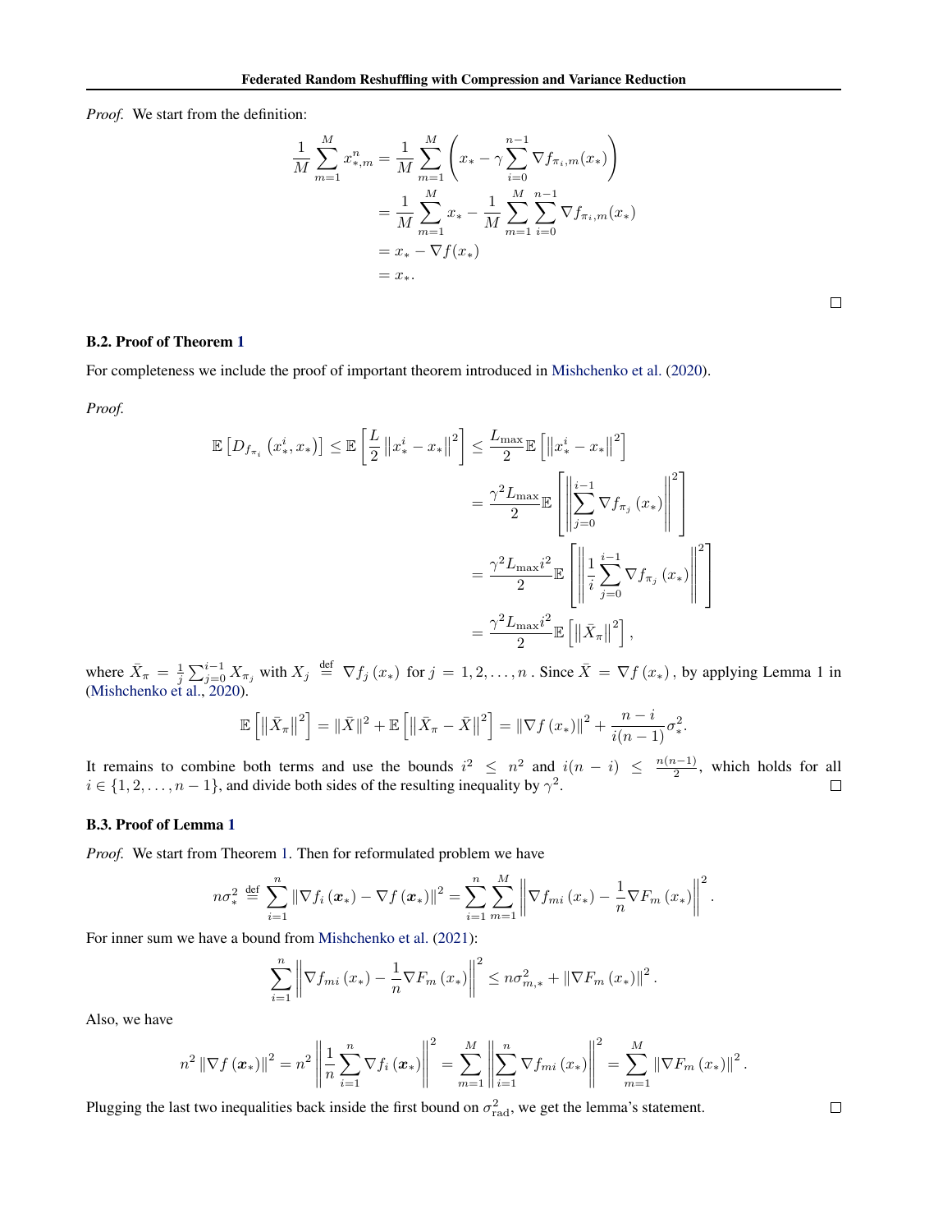*Proof.* We start from the definition:

$$
\begin{aligned}
\frac{1}{M}\sum_{m=1}^{M} x_{*,m}^{n} &= \frac{1}{M}\sum_{m=1}^{M}\left(x_* - \gamma\sum_{i=0}^{n-1}\nabla f_{\pi_i,m}(x_*)\right) \\
&= \frac{1}{M}\sum_{m=1}^{M} x_* - \frac{1}{M}\sum_{m=1}^{M}\sum_{i=0}^{n-1}\nabla f_{\pi_i,m}(x_*) \\
&= x_* - \nabla f(x_*) \\
&= x_*.
\end{aligned}
$$

□

### B.2. Proof of Theorem 1

For completeness we include the proof of important theorem introduced in Mishchenko et al. (2020).

*Proof.*

$$
\begin{aligned}
\mathbb{E}\left[D_{f_{\pi_i}}\left(x_*^i, x_*\right)\right] \leq \mathbb{E}\left[\frac{L}{2}\left\|x_*^i - x_*\right\|^2\right] &\leq \frac{L_{\max}}{2}\mathbb{E}\left[\left\|x_*^i - x_*\right\|^2\right] \\
&= \frac{\gamma^2 L_{\max}}{2}\mathbb{E}\left[\left\|\sum_{j=0}^{i-1}\nabla f_{\pi_j}\left(x_*\right)\right\|^2\right] \\
&= \frac{\gamma^2 L_{\max} i^2}{2}\mathbb{E}\left[\left\|\frac{1}{i}\sum_{j=0}^{i-1}\nabla f_{\pi_j}\left(x_*\right)\right\|^2\right] \\
&= \frac{\gamma^2 L_{\max} i^2}{2}\mathbb{E}\left[\left\|\bar{X}_\pi\right\|^2\right],
\end{aligned}
$$

where $\bar{X}_\pi = \frac{1}{j}\sum_{j=0}^{i-1} X_{\pi_j}$ with $X_j \stackrel{\text{def}}{=} \nabla f_j\left(x_*\right)$ for $j = 1, 2, \ldots, n$ . Since $\bar{X} = \nabla f\left(x_*\right)$, by applying Lemma 1 in (Mishchenko et al., 2020).

$$
\mathbb{E}\left[\left\|\bar{X}_\pi\right\|^2\right] = \|\bar{X}\|^2 + \mathbb{E}\left[\left\|\bar{X}_\pi - \bar{X}\right\|^2\right] = \left\|\nabla f\left(x_*\right)\right\|^2 + \frac{n-i}{i(n-1)}\sigma_*^2.
$$

It remains to combine both terms and use the bounds $i^2 \leq n^2$ and $i(n-i) \leq \frac{n(n-1)}{2}$, which holds for all $i \in \{1, 2, \ldots, n-1\}$, and divide both sides of the resulting inequality by $\gamma^2$. □

### B.3. Proof of Lemma 1

*Proof.* We start from Theorem 1. Then for reformulated problem we have

$$
n\sigma_*^2 \stackrel{\text{def}}{=} \sum_{i=1}^{n}\left\|\nabla f_i\left(\boldsymbol{x}_*\right) - \nabla f\left(\boldsymbol{x}_*\right)\right\|^2 = \sum_{i=1}^{n}\sum_{m=1}^{M}\left\|\nabla f_{mi}\left(x_*\right) - \frac{1}{n}\nabla F_m\left(x_*\right)\right\|^2.
$$

For inner sum we have a bound from Mishchenko et al. (2021):

$$
\sum_{i=1}^{n}\left\|\nabla f_{mi}\left(x_*\right) - \frac{1}{n}\nabla F_m\left(x_*\right)\right\|^2 \leq n\sigma_{m,*}^2 + \left\|\nabla F_m\left(x_*\right)\right\|^2.
$$

Also, we have

$$
n^2\left\|\nabla f\left(\boldsymbol{x}_*\right)\right\|^2 = n^2\left\|\frac{1}{n}\sum_{i=1}^{n}\nabla f_i\left(\boldsymbol{x}_*\right)\right\|^2 = \sum_{m=1}^{M}\left\|\sum_{i=1}^{n}\nabla f_{mi}\left(x_*\right)\right\|^2 = \sum_{m=1}^{M}\left\|\nabla F_m\left(x_*\right)\right\|^2.
$$

Plugging the last two inequalities back inside the first bound on $\sigma_{\text{rad}}^2$, we get the lemma's statement. □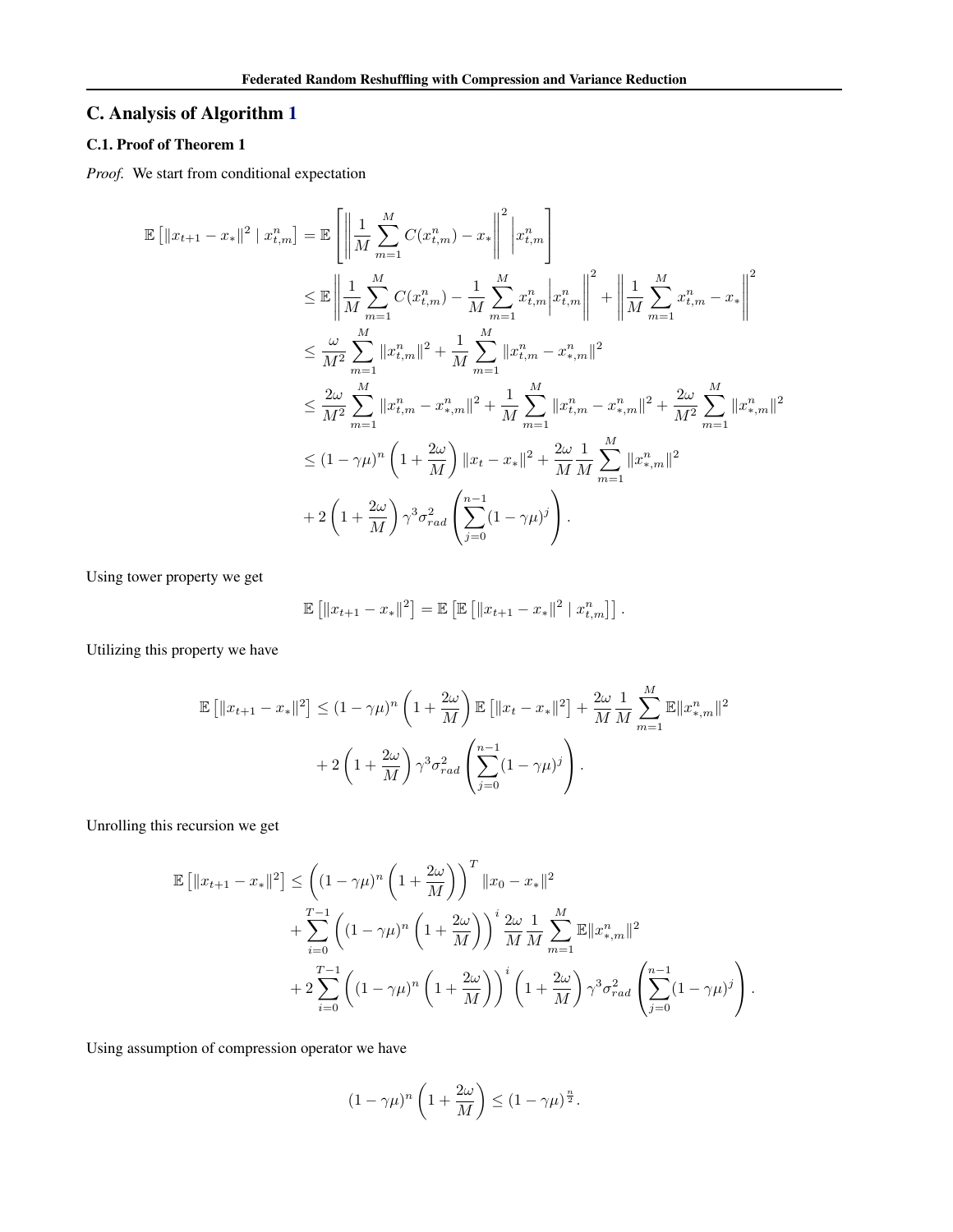## C. Analysis of Algorithm 1

### C.1. Proof of Theorem 1

*Proof.* We start from conditional expectation

$$
\begin{aligned}
\mathbb{E}\left[\|x_{t+1}-x_*\|^2 \mid x_{t,m}^n\right] &= \mathbb{E}\left[\left\|\frac{1}{M}\sum_{m=1}^{M} C(x_{t,m}^n) - x_*\right\|^2 \middle| x_{t,m}^n\right] \\
&\leq \mathbb{E}\left\|\frac{1}{M}\sum_{m=1}^{M} C(x_{t,m}^n) - \frac{1}{M}\sum_{m=1}^{M} x_{t,m}^n \middle| x_{t,m}^n\right\|^2 + \left\|\frac{1}{M}\sum_{m=1}^{M} x_{t,m}^n - x_*\right\|^2 \\
&\leq \frac{\omega}{M^2}\sum_{m=1}^{M}\|x_{t,m}^n\|^2 + \frac{1}{M}\sum_{m=1}^{M}\|x_{t,m}^n - x_{*,m}^n\|^2 \\
&\leq \frac{2\omega}{M^2}\sum_{m=1}^{M}\|x_{t,m}^n - x_{*,m}^n\|^2 + \frac{1}{M}\sum_{m=1}^{M}\|x_{t,m}^n - x_{*,m}^n\|^2 + \frac{2\omega}{M^2}\sum_{m=1}^{M}\|x_{*,m}^n\|^2 \\
&\leq (1-\gamma\mu)^n\left(1+\frac{2\omega}{M}\right)\|x_t - x_*\|^2 + \frac{2\omega}{M}\frac{1}{M}\sum_{m=1}^{M}\|x_{*,m}^n\|^2 \\
&\quad + 2\left(1+\frac{2\omega}{M}\right)\gamma^3\sigma_{rad}^2\left(\sum_{j=0}^{n-1}(1-\gamma\mu)^j\right).
\end{aligned}
$$

Using tower property we get

$$
\mathbb{E}\left[\|x_{t+1}-x_*\|^2\right] = \mathbb{E}\left[\mathbb{E}\left[\|x_{t+1}-x_*\|^2 \mid x_{t,m}^n\right]\right].
$$

Utilizing this property we have

$$
\begin{aligned}
\mathbb{E}\left[\|x_{t+1}-x_*\|^2\right] &\leq (1-\gamma\mu)^n\left(1+\frac{2\omega}{M}\right)\mathbb{E}\left[\|x_t - x_*\|^2\right] + \frac{2\omega}{M}\frac{1}{M}\sum_{m=1}^{M}\mathbb{E}\|x_{*,m}^n\|^2 \\
&\quad + 2\left(1+\frac{2\omega}{M}\right)\gamma^3\sigma_{rad}^2\left(\sum_{j=0}^{n-1}(1-\gamma\mu)^j\right).
\end{aligned}
$$

Unrolling this recursion we get

$$
\begin{aligned}
\mathbb{E}\left[\|x_{t+1}-x_*\|^2\right] &\leq \left((1-\gamma\mu)^n\left(1+\frac{2\omega}{M}\right)\right)^T\|x_0 - x_*\|^2 \\
&\quad + \sum_{i=0}^{T-1}\left((1-\gamma\mu)^n\left(1+\frac{2\omega}{M}\right)\right)^i\frac{2\omega}{M}\frac{1}{M}\sum_{m=1}^{M}\mathbb{E}\|x_{*,m}^n\|^2 \\
&\quad + 2\sum_{i=0}^{T-1}\left((1-\gamma\mu)^n\left(1+\frac{2\omega}{M}\right)\right)^i\left(1+\frac{2\omega}{M}\right)\gamma^3\sigma_{rad}^2\left(\sum_{j=0}^{n-1}(1-\gamma\mu)^j\right).
\end{aligned}
$$

Using assumption of compression operator we have

$$
(1-\gamma\mu)^n\left(1+\frac{2\omega}{M}\right) \leq (1-\gamma\mu)^{\frac{n}{2}}.
$$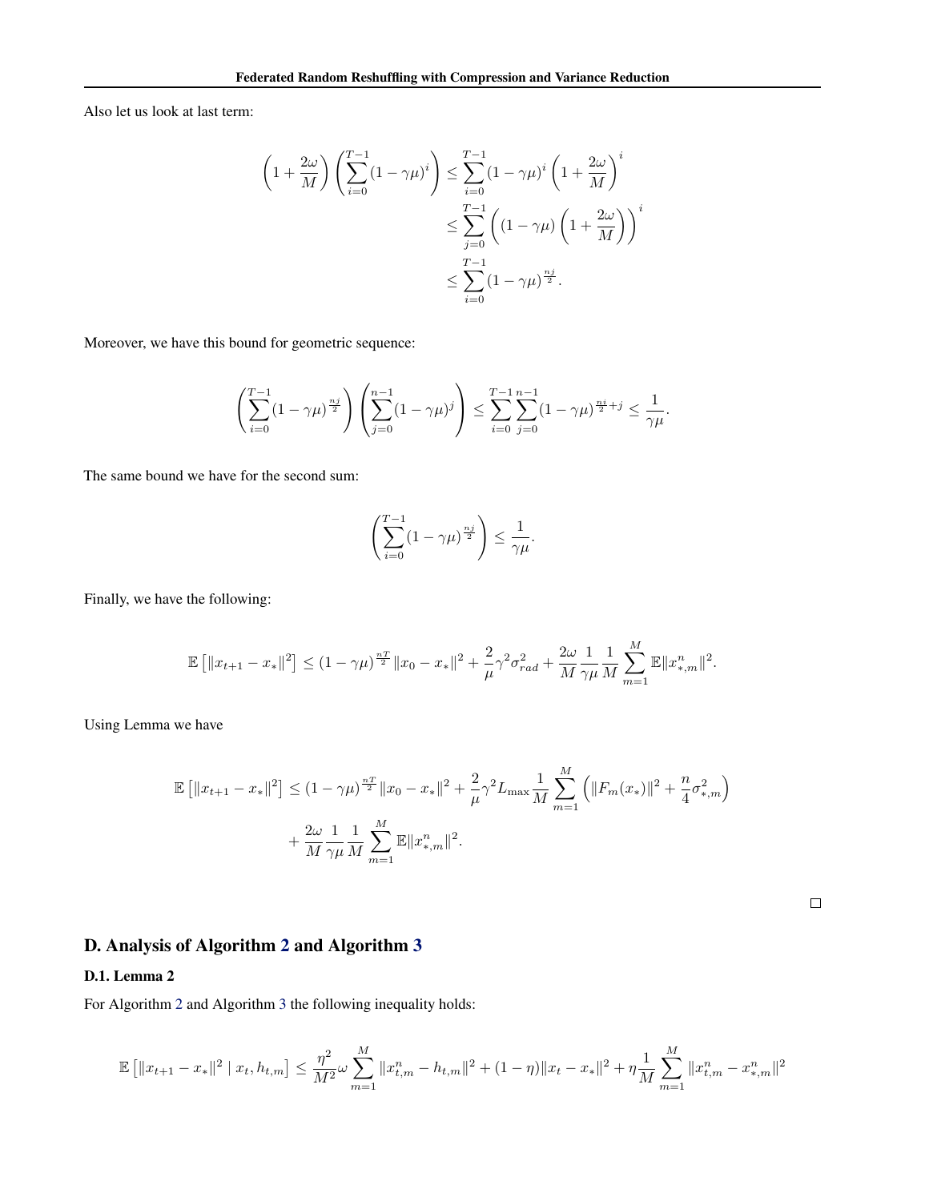Also let us look at last term:

$$
\begin{aligned}
\left(1+\frac{2\omega}{M}\right)\left(\sum_{i=0}^{T-1}(1-\gamma\mu)^i\right) &\leq \sum_{i=0}^{T-1}(1-\gamma\mu)^i\left(1+\frac{2\omega}{M}\right)^i \\
&\leq \sum_{j=0}^{T-1}\left((1-\gamma\mu)\left(1+\frac{2\omega}{M}\right)\right)^i \\
&\leq \sum_{i=0}^{T-1}(1-\gamma\mu)^{\frac{nj}{2}}.
\end{aligned}
$$

Moreover, we have this bound for geometric sequence:

$$
\left(\sum_{i=0}^{T-1}(1-\gamma\mu)^{\frac{nj}{2}}\right)\left(\sum_{j=0}^{n-1}(1-\gamma\mu)^j\right) \leq \sum_{i=0}^{T-1}\sum_{j=0}^{n-1}(1-\gamma\mu)^{\frac{ni}{2}+j} \leq \frac{1}{\gamma\mu}.
$$

The same bound we have for the second sum:

$$
\left(\sum_{i=0}^{T-1}(1-\gamma\mu)^{\frac{nj}{2}}\right) \leq \frac{1}{\gamma\mu}.
$$

Finally, we have the following:

$$
\mathbb{E}\left[\|x_{t+1}-x_*\|^2\right] \leq (1-\gamma\mu)^{\frac{nT}{2}}\|x_0-x_*\|^2 + \frac{2}{\mu}\gamma^2\sigma_{rad}^2 + \frac{2\omega}{M}\frac{1}{\gamma\mu}\frac{1}{M}\sum_{m=1}^{M}\mathbb{E}\|x_{*,m}^n\|^2.
$$

Using Lemma we have

$$
\begin{aligned}
\mathbb{E}\left[\|x_{t+1}-x_*\|^2\right] \leq{}& (1-\gamma\mu)^{\frac{nT}{2}}\|x_0-x_*\|^2 + \frac{2}{\mu}\gamma^2 L_{\max}\frac{1}{M}\sum_{m=1}^{M}\left(\|F_m(x_*)\|^2 + \frac{n}{4}\sigma_{*,m}^2\right) \\
&+ \frac{2\omega}{M}\frac{1}{\gamma\mu}\frac{1}{M}\sum_{m=1}^{M}\mathbb{E}\|x_{*,m}^n\|^2.
\end{aligned}
$$

□

## D. Analysis of Algorithm 2 and Algorithm 3

### D.1. Lemma 2

For Algorithm 2 and Algorithm 3 the following inequality holds:

$$
\mathbb{E}\left[\|x_{t+1}-x_*\|^2 \mid x_t, h_{t,m}\right] \leq \frac{\eta^2}{M^2}\omega\sum_{m=1}^{M}\|x_{t,m}^n - h_{t,m}\|^2 + (1-\eta)\|x_t-x_*\|^2 + \eta\frac{1}{M}\sum_{m=1}^{M}\|x_{t,m}^n - x_{*,m}^n\|^2
$$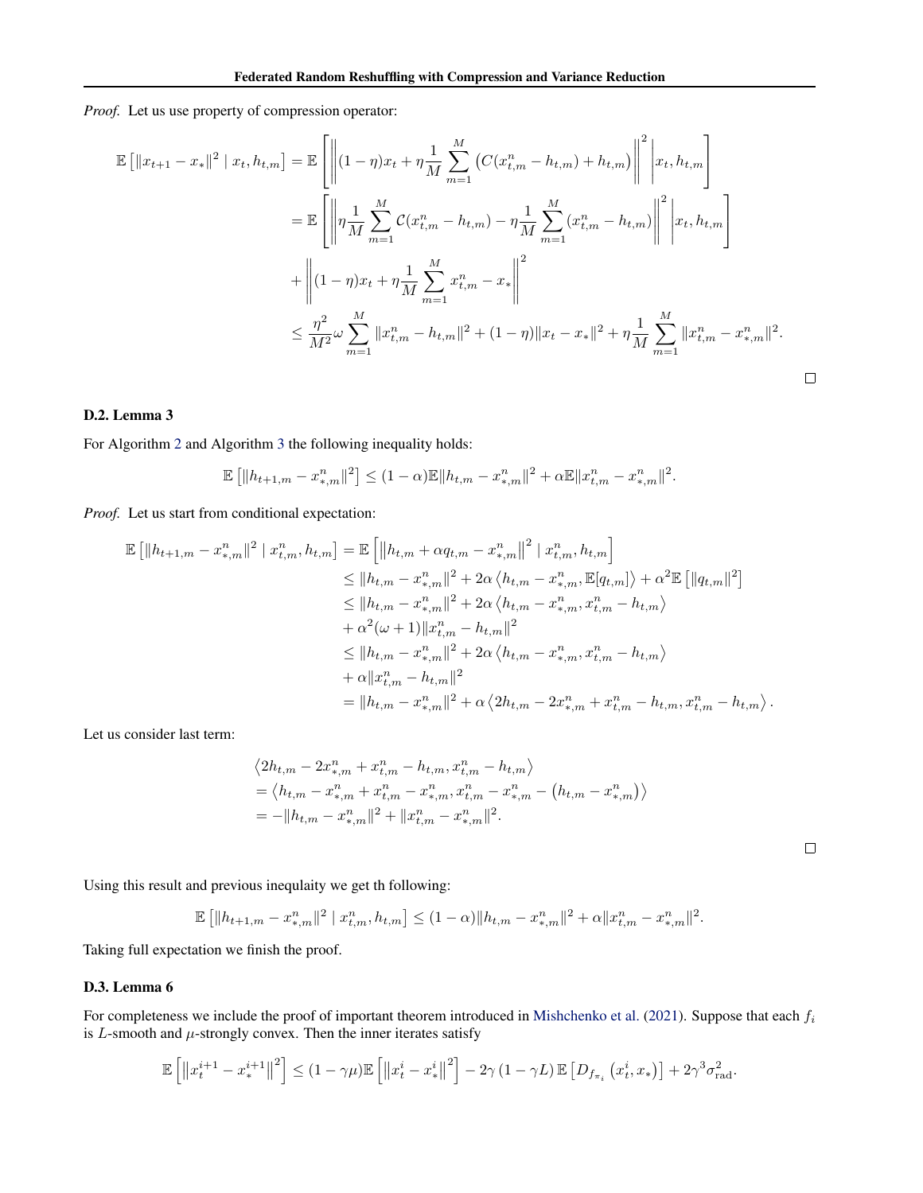*Proof.* Let us use property of compression operator:

$$
\begin{aligned}
\mathbb{E}\left[\|x_{t+1} - x_*\|^2 \mid x_t, h_{t,m}\right] &= \mathbb{E}\left[\left\|(1-\eta)x_t + \eta \frac{1}{M}\sum_{m=1}^{M}\left(C(x_{t,m}^n - h_{t,m}) + h_{t,m}\right)\right\|^2 \middle| x_t, h_{t,m}\right] \\
&= \mathbb{E}\left[\left\|\eta \frac{1}{M}\sum_{m=1}^{M}\mathcal{C}(x_{t,m}^n - h_{t,m}) - \eta\frac{1}{M}\sum_{m=1}^{M}(x_{t,m}^n - h_{t,m})\right\|^2 \middle| x_t, h_{t,m}\right] \\
&+ \left\|(1-\eta)x_t + \eta\frac{1}{M}\sum_{m=1}^{M} x_{t,m}^n - x_*\right\|^2 \\
&\leq \frac{\eta^2}{M^2}\omega\sum_{m=1}^{M}\|x_{t,m}^n - h_{t,m}\|^2 + (1-\eta)\|x_t - x_*\|^2 + \eta\frac{1}{M}\sum_{m=1}^{M}\|x_{t,m}^n - x_{*,m}^n\|^2.
\end{aligned}
$$

□

### D.2. Lemma 3

For Algorithm 2 and Algorithm 3 the following inequality holds:

$$
\mathbb{E}\left[\|h_{t+1,m} - x_{*,m}^n\|^2\right] \leq (1-\alpha)\mathbb{E}\|h_{t,m} - x_{*,m}^n\|^2 + \alpha\mathbb{E}\|x_{t,m}^n - x_{*,m}^n\|^2.
$$

*Proof.* Let us start from conditional expectation:

$$
\begin{aligned}
\mathbb{E}\left[\|h_{t+1,m} - x_{*,m}^n\|^2 \mid x_{t,m}^n, h_{t,m}\right] &= \mathbb{E}\left[\left\|h_{t,m} + \alpha q_{t,m} - x_{*,m}^n\right\|^2 \mid x_{t,m}^n, h_{t,m}\right] \\
&\leq \|h_{t,m} - x_{*,m}^n\|^2 + 2\alpha\left\langle h_{t,m} - x_{*,m}^n, \mathbb{E}[q_{t,m}]\right\rangle + \alpha^2\mathbb{E}\left[\|q_{t,m}\|^2\right] \\
&\leq \|h_{t,m} - x_{*,m}^n\|^2 + 2\alpha\left\langle h_{t,m} - x_{*,m}^n, x_{t,m}^n - h_{t,m}\right\rangle \\
&+ \alpha^2(\omega+1)\|x_{t,m}^n - h_{t,m}\|^2 \\
&\leq \|h_{t,m} - x_{*,m}^n\|^2 + 2\alpha\left\langle h_{t,m} - x_{*,m}^n, x_{t,m}^n - h_{t,m}\right\rangle \\
&+ \alpha\|x_{t,m}^n - h_{t,m}\|^2 \\
&= \|h_{t,m} - x_{*,m}^n\|^2 + \alpha\left\langle 2h_{t,m} - 2x_{*,m}^n + x_{t,m}^n - h_{t,m}, x_{t,m}^n - h_{t,m}\right\rangle.
\end{aligned}
$$

Let us consider last term:

$$
\begin{aligned}
&\left\langle 2h_{t,m} - 2x_{*,m}^n + x_{t,m}^n - h_{t,m}, x_{t,m}^n - h_{t,m}\right\rangle \\
&= \left\langle h_{t,m} - x_{*,m}^n + x_{t,m}^n - x_{*,m}^n, x_{t,m}^n - x_{*,m}^n - \left(h_{t,m} - x_{*,m}^n\right)\right\rangle \\
&= -\|h_{t,m} - x_{*,m}^n\|^2 + \|x_{t,m}^n - x_{*,m}^n\|^2.
\end{aligned}
$$

□

Using this result and previous inequlaity we get th following:

$$
\mathbb{E}\left[\|h_{t+1,m} - x_{*,m}^n\|^2 \mid x_{t,m}^n, h_{t,m}\right] \leq (1-\alpha)\|h_{t,m} - x_{*,m}^n\|^2 + \alpha\|x_{t,m}^n - x_{*,m}^n\|^2.
$$

Taking full expectation we finish the proof.

### D.3. Lemma 6

For completeness we include the proof of important theorem introduced in Mishchenko et al. (2021). Suppose that each $f_i$ is $L$-smooth and $\mu$-strongly convex. Then the inner iterates satisfy

$$
\mathbb{E}\left[\left\|x_t^{i+1} - x_*^{i+1}\right\|^2\right] \leq (1-\gamma\mu)\mathbb{E}\left[\left\|x_t^i - x_*^i\right\|^2\right] - 2\gamma(1-\gamma L)\,\mathbb{E}\left[D_{f_{\pi_i}}\left(x_t^i, x_*\right)\right] + 2\gamma^3\sigma_{\text{rad}}^2.
$$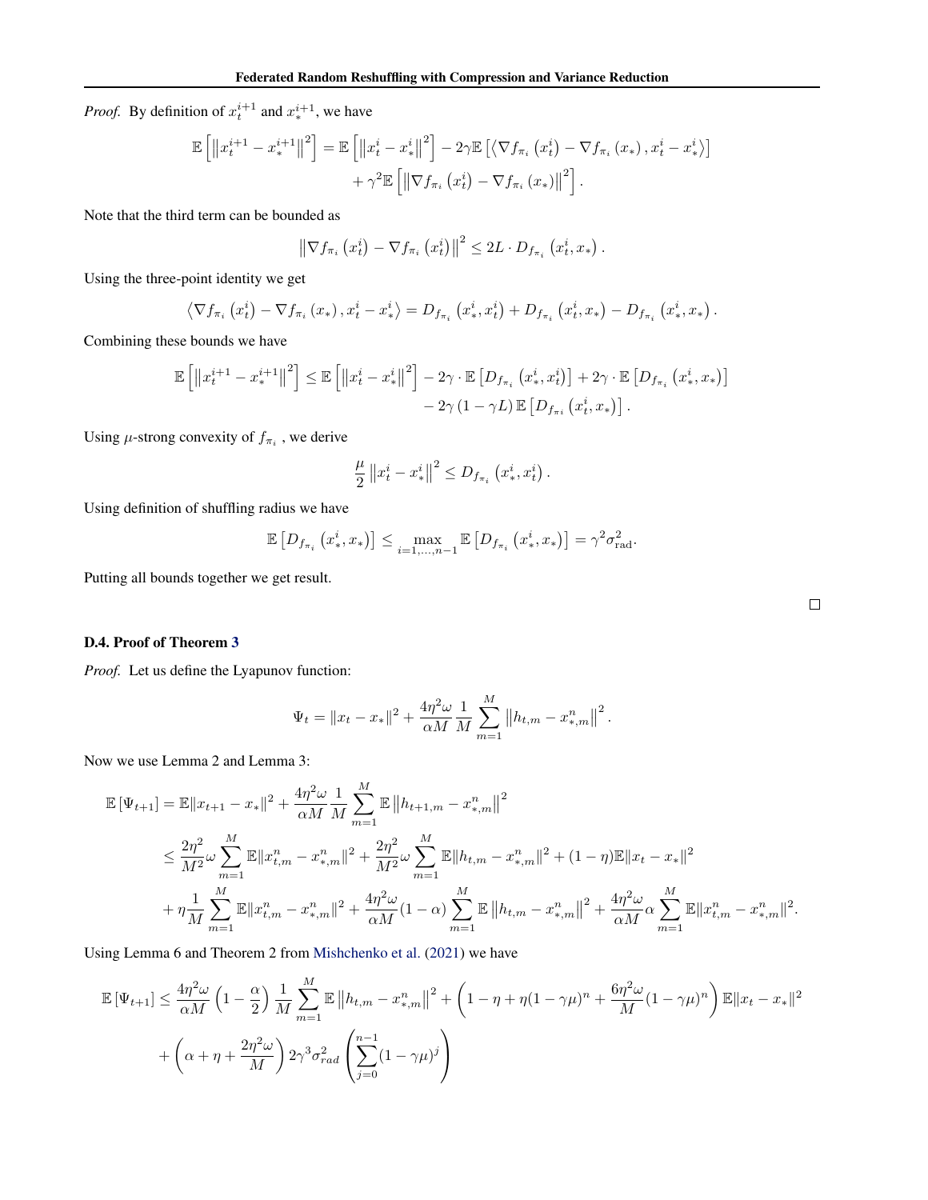*Proof.* By definition of $x_t^{i+1}$ and $x_*^{i+1}$, we have

$$
\begin{aligned}
\mathbb{E}\left[\left\|x_t^{i+1}-x_*^{i+1}\right\|^2\right] = \mathbb{E}\left[\left\|x_t^{i}-x_*^{i}\right\|^2\right] &- 2\gamma\mathbb{E}\left[\left\langle \nabla f_{\pi_i}\left(x_t^i\right)-\nabla f_{\pi_i}\left(x_*\right), x_t^i - x_*^i\right\rangle\right] \\
&+ \gamma^2 \mathbb{E}\left[\left\|\nabla f_{\pi_i}\left(x_t^i\right)-\nabla f_{\pi_i}\left(x_*\right)\right\|^2\right].
\end{aligned}
$$

Note that the third term can be bounded as

$$
\left\|\nabla f_{\pi_i}\left(x_t^i\right)-\nabla f_{\pi_i}\left(x_t^i\right)\right\|^2 \leq 2L \cdot D_{f_{\pi_i}}\left(x_t^i, x_*\right).
$$

Using the three-point identity we get

$$
\left\langle \nabla f_{\pi_i}\left(x_t^i\right)-\nabla f_{\pi_i}\left(x_*\right), x_t^i - x_*^i\right\rangle = D_{f_{\pi_i}}\left(x_*^i, x_t^i\right) + D_{f_{\pi_i}}\left(x_t^i, x_*\right) - D_{f_{\pi_i}}\left(x_*^i, x_*\right).
$$

Combining these bounds we have

$$
\begin{aligned}
\mathbb{E}\left[\left\|x_t^{i+1}-x_*^{i+1}\right\|^2\right] \leq \mathbb{E}\left[\left\|x_t^{i}-x_*^{i}\right\|^2\right] &- 2\gamma \cdot \mathbb{E}\left[D_{f_{\pi_i}}\left(x_*^i, x_t^i\right)\right] + 2\gamma \cdot \mathbb{E}\left[D_{f_{\pi_i}}\left(x_*^i, x_*\right)\right] \\
&- 2\gamma\left(1-\gamma L\right)\mathbb{E}\left[D_{f_{\pi i}}\left(x_t^i, x_*\right)\right].
\end{aligned}
$$

Using $\mu$-strong convexity of $f_{\pi_i}$, we derive

$$
\frac{\mu}{2}\left\|x_t^i - x_*^i\right\|^2 \leq D_{f_{\pi_i}}\left(x_*^i, x_t^i\right).
$$

Using definition of shuffling radius we have

$$
\mathbb{E}\left[D_{f_{\pi_i}}\left(x_*^i, x_*\right)\right] \leq \max_{i=1,\ldots,n-1} \mathbb{E}\left[D_{f_{\pi_i}}\left(x_*^i, x_*\right)\right] = \gamma^2\sigma^2_{\mathrm{rad}}.
$$

Putting all bounds together we get result. $\square$

### D.4. Proof of Theorem 3

*Proof.* Let us define the Lyapunov function:

$$
\Psi_t = \|x_t - x_*\|^2 + \frac{4\eta^2\omega}{\alpha M}\frac{1}{M}\sum_{m=1}^{M}\left\|h_{t,m} - x_{*,m}^n\right\|^2.
$$

Now we use Lemma 2 and Lemma 3:

$$
\begin{aligned}
\mathbb{E}\left[\Psi_{t+1}\right] &= \mathbb{E}\|x_{t+1}-x_*\|^2 + \frac{4\eta^2\omega}{\alpha M}\frac{1}{M}\sum_{m=1}^{M}\mathbb{E}\left\|h_{t+1,m}-x_{*,m}^n\right\|^2 \\
&\leq \frac{2\eta^2}{M^2}\omega\sum_{m=1}^{M}\mathbb{E}\|x_{t,m}^n - x_{*,m}^n\|^2 + \frac{2\eta^2}{M^2}\omega\sum_{m=1}^{M}\mathbb{E}\|h_{t,m}-x_{*,m}^n\|^2 + (1-\eta)\mathbb{E}\|x_t - x_*\|^2 \\
&+ \eta\frac{1}{M}\sum_{m=1}^{M}\mathbb{E}\|x_{t,m}^n - x_{*,m}^n\|^2 + \frac{4\eta^2\omega}{\alpha M}(1-\alpha)\sum_{m=1}^{M}\mathbb{E}\left\|h_{t,m}-x_{*,m}^n\right\|^2 + \frac{4\eta^2\omega}{\alpha M}\alpha\sum_{m=1}^{M}\mathbb{E}\|x_{t,m}^n - x_{*,m}^n\|^2.
\end{aligned}
$$

Using Lemma 6 and Theorem 2 from Mishchenko et al. (2021) we have

$$
\begin{aligned}
\mathbb{E}\left[\Psi_{t+1}\right] &\leq \frac{4\eta^2\omega}{\alpha M}\left(1-\frac{\alpha}{2}\right)\frac{1}{M}\sum_{m=1}^{M}\mathbb{E}\left\|h_{t,m}-x_{*,m}^n\right\|^2 + \left(1-\eta+\eta(1-\gamma\mu)^n + \frac{6\eta^2\omega}{M}(1-\gamma\mu)^n\right)\mathbb{E}\|x_t - x_*\|^2 \\
&+ \left(\alpha + \eta + \frac{2\eta^2\omega}{M}\right)2\gamma^3\sigma^2_{rad}\left(\sum_{j=0}^{n-1}(1-\gamma\mu)^j\right)
\end{aligned}
$$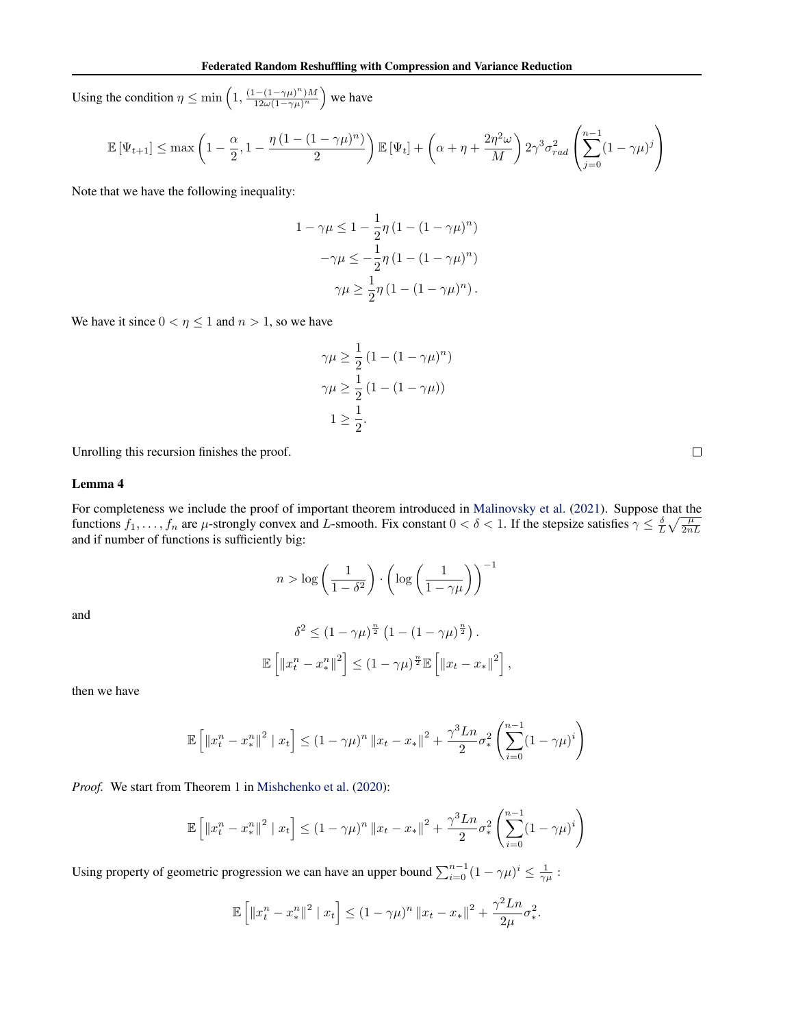Using the condition $\eta \leq \min\left(1, \frac{(1-(1-\gamma\mu)^n)M}{12\omega(1-\gamma\mu)^n}\right)$ we have

$$\mathbb{E}\left[\Psi_{t+1}\right] \leq \max\left(1-\frac{\alpha}{2}, 1-\frac{\eta\left(1-(1-\gamma\mu)^n\right)}{2}\right)\mathbb{E}\left[\Psi_t\right] + \left(\alpha+\eta+\frac{2\eta^2\omega}{M}\right)2\gamma^3\sigma_{rad}^2\left(\sum_{j=0}^{n-1}(1-\gamma\mu)^j\right)$$

Note that we have the following inequality:

$$\begin{aligned}
1-\gamma\mu &\leq 1-\frac{1}{2}\eta\left(1-(1-\gamma\mu)^n\right)\\
-\gamma\mu &\leq -\frac{1}{2}\eta\left(1-(1-\gamma\mu)^n\right)\\
\gamma\mu &\geq \frac{1}{2}\eta\left(1-(1-\gamma\mu)^n\right).
\end{aligned}$$

We have it since $0 < \eta \leq 1$ and $n > 1$, so we have

$$\begin{aligned}
\gamma\mu &\geq \frac{1}{2}\left(1-(1-\gamma\mu)^n\right)\\
\gamma\mu &\geq \frac{1}{2}\left(1-(1-\gamma\mu)\right)\\
1 &\geq \frac{1}{2}.
\end{aligned}$$

Unrolling this recursion finishes the proof. □

**Lemma 4**

For completeness we include the proof of important theorem introduced in Malinovsky et al. (2021). Suppose that the functions $f_1, \ldots, f_n$ are $\mu$-strongly convex and $L$-smooth. Fix constant $0 < \delta < 1$. If the stepsize satisfies $\gamma \leq \frac{\delta}{L}\sqrt{\frac{\mu}{2nL}}$ and if number of functions is sufficiently big:

$$n > \log\left(\frac{1}{1-\delta^2}\right)\cdot\left(\log\left(\frac{1}{1-\gamma\mu}\right)\right)^{-1}$$

and

$$\delta^2 \leq (1-\gamma\mu)^{\frac{n}{2}}\left(1-(1-\gamma\mu)^{\frac{n}{2}}\right).$$

$$\mathbb{E}\left[\left\|x_t^n - x_*^n\right\|^2\right] \leq (1-\gamma\mu)^{\frac{n}{2}}\mathbb{E}\left[\left\|x_t - x_*\right\|^2\right],$$

then we have

$$\mathbb{E}\left[\left\|x_t^n - x_*^n\right\|^2 \mid x_t\right] \leq (1-\gamma\mu)^n\left\|x_t - x_*\right\|^2 + \frac{\gamma^3 Ln}{2}\sigma_*^2\left(\sum_{i=0}^{n-1}(1-\gamma\mu)^i\right)$$

*Proof.* We start from Theorem 1 in Mishchenko et al. (2020):

$$\mathbb{E}\left[\left\|x_t^n - x_*^n\right\|^2 \mid x_t\right] \leq (1-\gamma\mu)^n\left\|x_t - x_*\right\|^2 + \frac{\gamma^3 Ln}{2}\sigma_*^2\left(\sum_{i=0}^{n-1}(1-\gamma\mu)^i\right)$$

Using property of geometric progression we can have an upper bound $\sum_{i=0}^{n-1}(1-\gamma\mu)^i \leq \frac{1}{\gamma\mu}$ :

$$\mathbb{E}\left[\left\|x_t^n - x_*^n\right\|^2 \mid x_t\right] \leq (1-\gamma\mu)^n\left\|x_t - x_*\right\|^2 + \frac{\gamma^2 Ln}{2\mu}\sigma_*^2.$$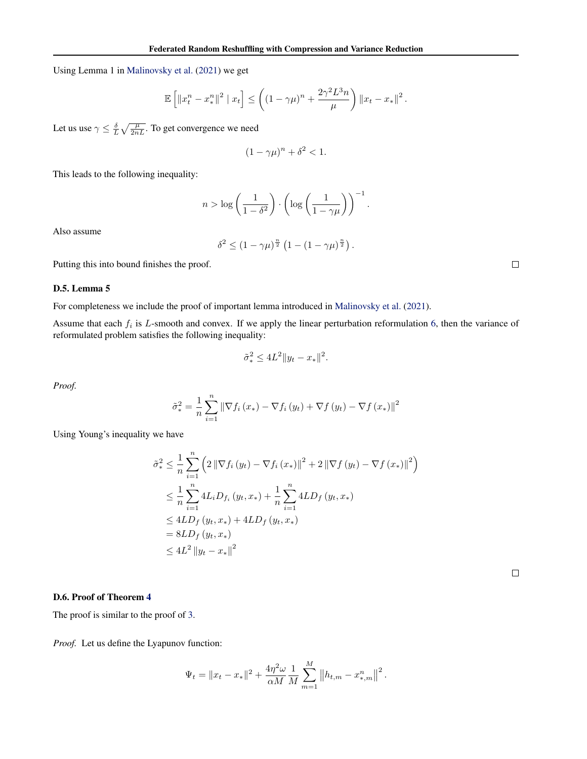Using Lemma 1 in Malinovsky et al. (2021) we get

$$\mathbb{E}\left[\|x_t^n - x_*^n\|^2 \mid x_t\right] \leq \left((1-\gamma\mu)^n + \frac{2\gamma^2 L^3 n}{\mu}\right)\|x_t - x_*\|^2.$$

Let us use $\gamma \leq \frac{\delta}{L}\sqrt{\frac{\mu}{2nL}}$. To get convergence we need

$$(1-\gamma\mu)^n + \delta^2 < 1.$$

This leads to the following inequality:

$$n > \log\left(\frac{1}{1-\delta^2}\right) \cdot \left(\log\left(\frac{1}{1-\gamma\mu}\right)\right)^{-1}.$$

Also assume

$$\delta^2 \leq (1-\gamma\mu)^{\frac{n}{2}}\left(1-(1-\gamma\mu)^{\frac{n}{2}}\right).$$

Putting this into bound finishes the proof. □

### D.5. Lemma 5

For completeness we include the proof of important lemma introduced in Malinovsky et al. (2021).

Assume that each $f_i$ is $L$-smooth and convex. If we apply the linear perturbation reformulation 6, then the variance of reformulated problem satisfies the following inequality:

$$\tilde{\sigma}_*^2 \leq 4L^2\|y_t - x_*\|^2.$$

*Proof.*

$$\tilde{\sigma}_*^2 = \frac{1}{n}\sum_{i=1}^n \left\|\nabla f_i(x_*) - \nabla f_i(y_t) + \nabla f(y_t) - \nabla f(x_*)\right\|^2$$

Using Young's inequality we have

$$\begin{aligned}
\tilde{\sigma}_*^2 &\leq \frac{1}{n}\sum_{i=1}^n \left(2\left\|\nabla f_i(y_t) - \nabla f_i(x_*)\right\|^2 + 2\left\|\nabla f(y_t) - \nabla f(x_*)\right\|^2\right) \\
&\leq \frac{1}{n}\sum_{i=1}^n 4L_i D_{f_i}(y_t, x_*) + \frac{1}{n}\sum_{i=1}^n 4LD_f(y_t, x_*) \\
&\leq 4LD_f(y_t, x_*) + 4LD_f(y_t, x_*) \\
&= 8LD_f(y_t, x_*) \\
&\leq 4L^2\left\|y_t - x_*\right\|^2
\end{aligned}$$

□

### D.6. Proof of Theorem 4

The proof is similar to the proof of 3.

*Proof.* Let us define the Lyapunov function:

$$\Psi_t = \|x_t - x_*\|^2 + \frac{4\eta^2\omega}{\alpha M}\frac{1}{M}\sum_{m=1}^M \left\|h_{t,m} - x_{*,m}^n\right\|^2.$$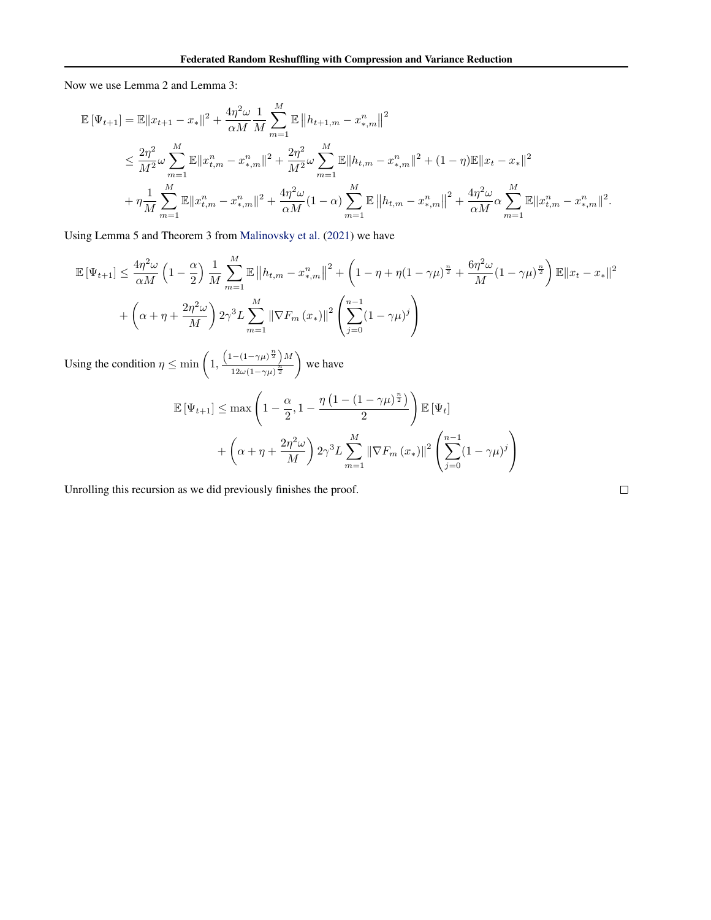Now we use Lemma 2 and Lemma 3:

$$
\begin{aligned}
\mathbb{E}\left[\Psi_{t+1}\right] &= \mathbb{E}\|x_{t+1}-x_*\|^2 + \frac{4\eta^2\omega}{\alpha M}\frac{1}{M}\sum_{m=1}^{M}\mathbb{E}\left\|h_{t+1,m}-x_{*,m}^n\right\|^2 \\
&\leq \frac{2\eta^2}{M^2}\omega\sum_{m=1}^{M}\mathbb{E}\|x_{t,m}^n - x_{*,m}^n\|^2 + \frac{2\eta^2}{M^2}\omega\sum_{m=1}^{M}\mathbb{E}\|h_{t,m}-x_{*,m}^n\|^2 + (1-\eta)\mathbb{E}\|x_t - x_*\|^2 \\
&\quad + \eta\frac{1}{M}\sum_{m=1}^{M}\mathbb{E}\|x_{t,m}^n - x_{*,m}^n\|^2 + \frac{4\eta^2\omega}{\alpha M}(1-\alpha)\sum_{m=1}^{M}\mathbb{E}\left\|h_{t,m}-x_{*,m}^n\right\|^2 + \frac{4\eta^2\omega}{\alpha M}\alpha\sum_{m=1}^{M}\mathbb{E}\|x_{t,m}^n - x_{*,m}^n\|^2.
\end{aligned}
$$

Using Lemma 5 and Theorem 3 from Malinovsky et al. (2021) we have

$$
\begin{aligned}
\mathbb{E}\left[\Psi_{t+1}\right] &\leq \frac{4\eta^2\omega}{\alpha M}\left(1-\frac{\alpha}{2}\right)\frac{1}{M}\sum_{m=1}^{M}\mathbb{E}\left\|h_{t,m}-x_{*,m}^n\right\|^2 + \left(1-\eta+\eta(1-\gamma\mu)^{\frac{n}{2}} + \frac{6\eta^2\omega}{M}(1-\gamma\mu)^{\frac{n}{2}}\right)\mathbb{E}\|x_t - x_*\|^2 \\
&\quad + \left(\alpha+\eta+\frac{2\eta^2\omega}{M}\right)2\gamma^3 L\sum_{m=1}^{M}\left\|\nabla F_m\left(x_*\right)\right\|^2\left(\sum_{j=0}^{n-1}(1-\gamma\mu)^j\right)
\end{aligned}
$$

Using the condition $\eta \leq \min\left(1, \frac{\left(1-(1-\gamma\mu)^{\frac{n}{2}}\right)M}{12\omega(1-\gamma\mu)^{\frac{n}{2}}}\right)$ we have

$$
\begin{aligned}
\mathbb{E}\left[\Psi_{t+1}\right] &\leq \max\left(1-\frac{\alpha}{2}, 1-\frac{\eta\left(1-(1-\gamma\mu)^{\frac{n}{2}}\right)}{2}\right)\mathbb{E}\left[\Psi_t\right] \\
&\quad + \left(\alpha+\eta+\frac{2\eta^2\omega}{M}\right)2\gamma^3 L\sum_{m=1}^{M}\left\|\nabla F_m\left(x_*\right)\right\|^2\left(\sum_{j=0}^{n-1}(1-\gamma\mu)^j\right)
\end{aligned}
$$

Unrolling this recursion as we did previously finishes the proof. □